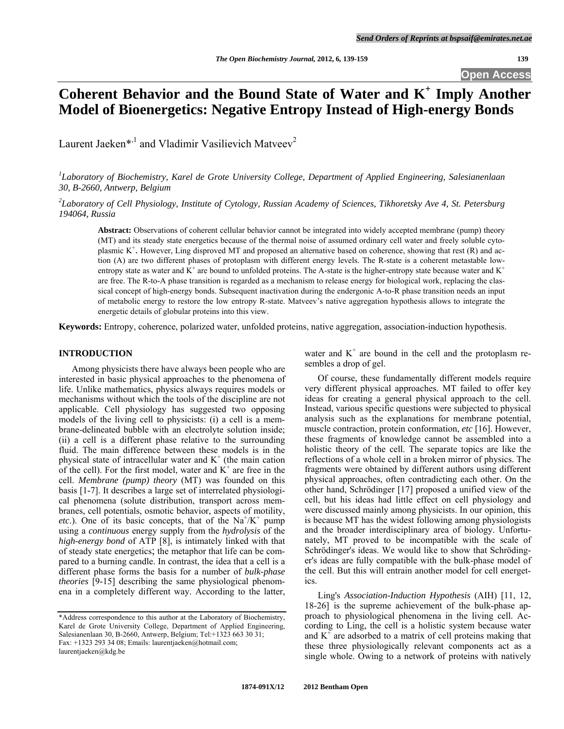# Coherent Behavior and the Bound State of Water and $K^+$ Imply Another Model of Bioenergetics: Negative Entropy Instead of High-energy Bonds

Laurent Jaeken*[,1] and Vladimir Vasilievich Matveev[2]

[1]*Laboratory of Biochemistry, Karel de Grote University College, Department of Applied Engineering, Salesianenlaan 30, B-2660, Antwerp, Belgium*

[2]*Laboratory of Cell Physiology, Institute of Cytology, Russian Academy of Sciences, Tikhoretsky Ave 4, St. Petersburg 194064, Russia*

**Abstract:** Observations of coherent cellular behavior cannot be integrated into widely accepted membrane (pump) theory (MT) and its steady state energetics because of the thermal noise of assumed ordinary cell water and freely soluble cytoplasmic $K^+$. However, Ling disproved MT and proposed an alternative based on coherence, showing that rest (R) and action (A) are two different phases of protoplasm with different energy levels. The R-state is a coherent metastable low-entropy state as water and $K^+$ are bound to unfolded proteins. The A-state is the higher-entropy state because water and $K^+$ are free. The R-to-A phase transition is regarded as a mechanism to release energy for biological work, replacing the classical concept of high-energy bonds. Subsequent inactivation during the endergonic A-to-R phase transition needs an input of metabolic energy to restore the low entropy R-state. Matveev's native aggregation hypothesis allows to integrate the energetic details of globular proteins into this view.

**Keywords:** Entropy, coherence, polarized water, unfolded proteins, native aggregation, association-induction hypothesis.

## INTRODUCTION

Among physicists there have always been people who are interested in basic physical approaches to the phenomena of life. Unlike mathematics, physics always requires models or mechanisms without which the tools of the discipline are not applicable. Cell physiology has suggested two opposing models of the living cell to physicists: (i) a cell is a membrane-delineated bubble with an electrolyte solution inside; (ii) a cell is a different phase relative to the surrounding fluid. The main difference between these models is in the physical state of intracellular water and $K^+$ (the main cation of the cell). For the first model, water and $K^+$ are free in the cell. *Membrane (pump) theory* (MT) was founded on this basis [1-7]. It describes a large set of interrelated physiological phenomena (solute distribution, transport across membranes, cell potentials, osmotic behavior, aspects of motility, *etc*.). One of its basic concepts, that of the $Na^+/K^+$ pump using a *continuous* energy supply from the *hydrolysis* of the *high-energy bond* of ATP [8], is intimately linked with that of steady state energetics; the metaphor that life can be compared to a burning candle. In contrast, the idea that a cell is a different phase forms the basis for a number of *bulk-phase theories* [9-15] describing the same physiological phenomena in a completely different way. According to the latter, water and $K^+$ are bound in the cell and the protoplasm resembles a drop of gel.

Of course, these fundamentally different models require very different physical approaches. MT failed to offer key ideas for creating a general physical approach to the cell. Instead, various specific questions were subjected to physical analysis such as the explanations for membrane potential, muscle contraction, protein conformation, *etc* [16]. However, these fragments of knowledge cannot be assembled into a holistic theory of the cell. The separate topics are like the reflections of a whole cell in a broken mirror of physics. The fragments were obtained by different authors using different physical approaches, often contradicting each other. On the other hand, Schrödinger [17] proposed a unified view of the cell, but his ideas had little effect on cell physiology and were discussed mainly among physicists. In our opinion, this is because MT has the widest following among physiologists and the broader interdisciplinary area of biology. Unfortunately, MT proved to be incompatible with the scale of Schrödinger's ideas. We would like to show that Schrödinger's ideas are fully compatible with the bulk-phase model of the cell. But this will entrain another model for cell energetics.

Ling's *Association-Induction Hypothesis* (AIH) [11, 12, 18-26] is the supreme achievement of the bulk-phase approach to physiological phenomena in the living cell. According to Ling, the cell is a holistic system because water and $K^+$ are adsorbed to a matrix of cell proteins making that these three physiologically relevant components act as a single whole. Owing to a network of proteins with natively

*Address correspondence to this author at the Laboratory of Biochemistry, Karel de Grote University College, Department of Applied Engineering, Salesianenlaan 30, B-2660, Antwerp, Belgium; Tel:+1323 663 30 31; Fax: +1323 293 34 08; Emails: laurentjaeken@hotmail.com; laurentjaeken@kdg.be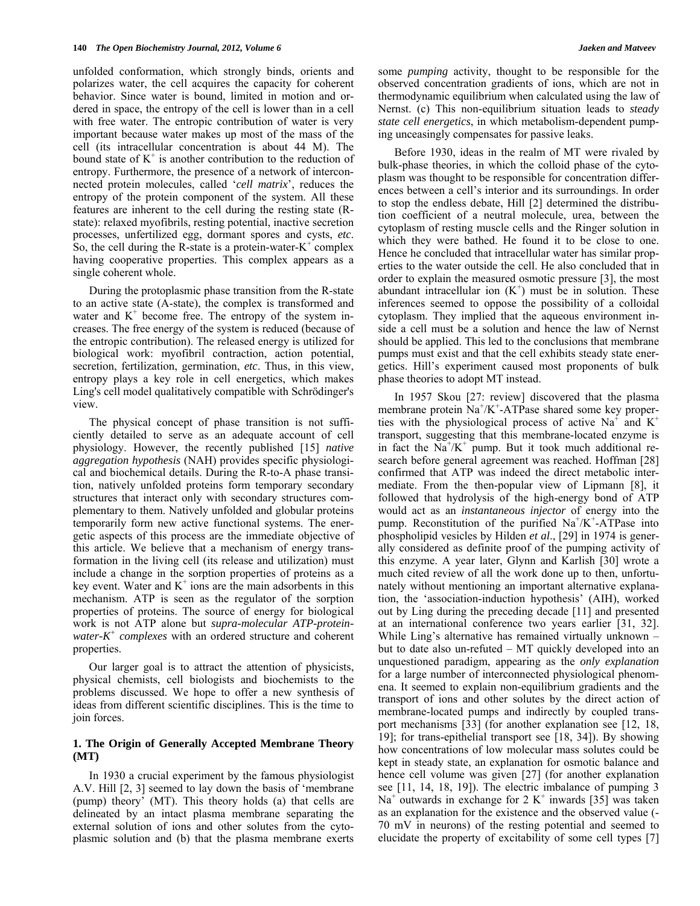unfolded conformation, which strongly binds, orients and polarizes water, the cell acquires the capacity for coherent behavior. Since water is bound, limited in motion and ordered in space, the entropy of the cell is lower than in a cell with free water. The entropic contribution of water is very important because water makes up most of the mass of the cell (its intracellular concentration is about 44 M). The bound state of $K^+$ is another contribution to the reduction of entropy. Furthermore, the presence of a network of interconnected protein molecules, called '*cell matrix*', reduces the entropy of the protein component of the system. All these features are inherent to the cell during the resting state (R-state): relaxed myofibrils, resting potential, inactive secretion processes, unfertilized egg, dormant spores and cysts, *etc*. So, the cell during the R-state is a protein-water-$K^+$ complex having cooperative properties. This complex appears as a single coherent whole.

During the protoplasmic phase transition from the R-state to an active state (A-state), the complex is transformed and water and $K^+$ become free. The entropy of the system increases. The free energy of the system is reduced (because of the entropic contribution). The released energy is utilized for biological work: myofibril contraction, action potential, secretion, fertilization, germination, *etc*. Thus, in this view, entropy plays a key role in cell energetics, which makes Ling's cell model qualitatively compatible with Schrödinger's view.

The physical concept of phase transition is not sufficiently detailed to serve as an adequate account of cell physiology. However, the recently published [15] *native aggregation hypothesis* (NAH) provides specific physiological and biochemical details. During the R-to-A phase transition, natively unfolded proteins form temporary secondary structures that interact only with secondary structures complementary to them. Natively unfolded and globular proteins temporarily form new active functional systems. The energetic aspects of this process are the immediate objective of this article. We believe that a mechanism of energy transformation in the living cell (its release and utilization) must include a change in the sorption properties of proteins as a key event. Water and $K^+$ ions are the main adsorbents in this mechanism. ATP is seen as the regulator of the sorption properties of proteins. The source of energy for biological work is not ATP alone but *supra-molecular ATP-protein-water-$K^+$ complexes* with an ordered structure and coherent properties.

Our larger goal is to attract the attention of physicists, physical chemists, cell biologists and biochemists to the problems discussed. We hope to offer a new synthesis of ideas from different scientific disciplines. This is the time to join forces.

## 1. The Origin of Generally Accepted Membrane Theory (MT)

In 1930 a crucial experiment by the famous physiologist A.V. Hill [2, 3] seemed to lay down the basis of 'membrane (pump) theory' (MT). This theory holds (a) that cells are delineated by an intact plasma membrane separating the external solution of ions and other solutes from the cytoplasmic solution and (b) that the plasma membrane exerts some *pumping* activity, thought to be responsible for the observed concentration gradients of ions, which are not in thermodynamic equilibrium when calculated using the law of Nernst. (c) This non-equilibrium situation leads to *steady state cell energetics*, in which metabolism-dependent pumping unceasingly compensates for passive leaks.

Before 1930, ideas in the realm of MT were rivaled by bulk-phase theories, in which the colloid phase of the cytoplasm was thought to be responsible for concentration differences between a cell's interior and its surroundings. In order to stop the endless debate, Hill [2] determined the distribution coefficient of a neutral molecule, urea, between the cytoplasm of resting muscle cells and the Ringer solution in which they were bathed. He found it to be close to one. Hence he concluded that intracellular water has similar properties to the water outside the cell. He also concluded that in order to explain the measured osmotic pressure [3], the most abundant intracellular ion ($K^+$) must be in solution. These inferences seemed to oppose the possibility of a colloidal cytoplasm. They implied that the aqueous environment inside a cell must be a solution and hence the law of Nernst should be applied. This led to the conclusions that membrane pumps must exist and that the cell exhibits steady state energetics. Hill's experiment caused most proponents of bulk phase theories to adopt MT instead.

In 1957 Skou [27: review] discovered that the plasma membrane protein $Na^+/K^+$-ATPase shared some key properties with the physiological process of active $Na^+$ and $K^+$ transport, suggesting that this membrane-located enzyme is in fact the $Na^+/K^+$ pump. But it took much additional research before general agreement was reached. Hoffman [28] confirmed that ATP was indeed the direct metabolic intermediate. From the then-popular view of Lipmann [8], it followed that hydrolysis of the high-energy bond of ATP would act as an *instantaneous injector* of energy into the pump. Reconstitution of the purified $Na^+/K^+$-ATPase into phospholipid vesicles by Hilden *et al*., [29] in 1974 is generally considered as definite proof of the pumping activity of this enzyme. A year later, Glynn and Karlish [30] wrote a much cited review of all the work done up to then, unfortunately without mentioning an important alternative explanation, the 'association-induction hypothesis' (AIH), worked out by Ling during the preceding decade [11] and presented at an international conference two years earlier [31, 32]. While Ling's alternative has remained virtually unknown – but to date also un-refuted – MT quickly developed into an unquestioned paradigm, appearing as the *only explanation* for a large number of interconnected physiological phenomena. It seemed to explain non-equilibrium gradients and the transport of ions and other solutes by the direct action of membrane-located pumps and indirectly by coupled transport mechanisms [33] (for another explanation see [12, 18, 19]; for trans-epithelial transport see [18, 34]). By showing how concentrations of low molecular mass solutes could be kept in steady state, an explanation for osmotic balance and hence cell volume was given [27] (for another explanation see [11, 14, 18, 19]). The electric imbalance of pumping 3 $Na^+$ outwards in exchange for 2 $K^+$ inwards [35] was taken as an explanation for the existence and the observed value (-70 mV in neurons) of the resting potential and seemed to elucidate the property of excitability of some cell types [7]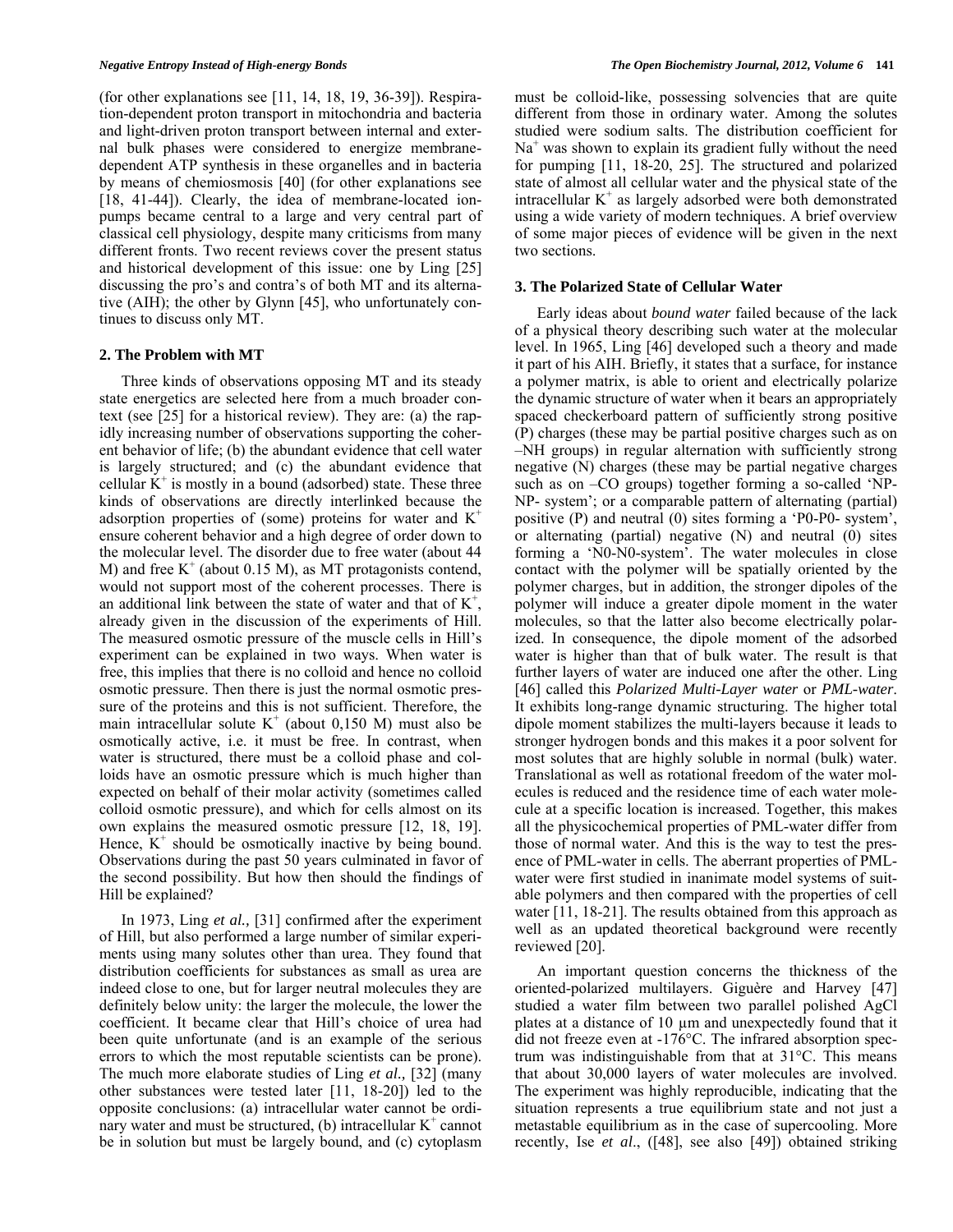(for other explanations see [11, 14, 18, 19, 36-39]). Respiration-dependent proton transport in mitochondria and bacteria and light-driven proton transport between internal and external bulk phases were considered to energize membrane-dependent ATP synthesis in these organelles and in bacteria by means of chemiosmosis [40] (for other explanations see [18, 41-44]). Clearly, the idea of membrane-located ion-pumps became central to a large and very central part of classical cell physiology, despite many criticisms from many different fronts. Two recent reviews cover the present status and historical development of this issue: one by Ling [25] discussing the pro's and contra's of both MT and its alternative (AIH); the other by Glynn [45], who unfortunately continues to discuss only MT.

### 2. The Problem with MT

Three kinds of observations opposing MT and its steady state energetics are selected here from a much broader context (see [25] for a historical review). They are: (a) the rapidly increasing number of observations supporting the coherent behavior of life; (b) the abundant evidence that cell water is largely structured; and (c) the abundant evidence that cellular $K^+$ is mostly in a bound (adsorbed) state. These three kinds of observations are directly interlinked because the adsorption properties of (some) proteins for water and $K^+$ ensure coherent behavior and a high degree of order down to the molecular level. The disorder due to free water (about 44 M) and free $K^+$ (about 0.15 M), as MT protagonists contend, would not support most of the coherent processes. There is an additional link between the state of water and that of $K^+$, already given in the discussion of the experiments of Hill. The measured osmotic pressure of the muscle cells in Hill's experiment can be explained in two ways. When water is free, this implies that there is no colloid and hence no colloid osmotic pressure. Then there is just the normal osmotic pressure of the proteins and this is not sufficient. Therefore, the main intracellular solute $K^+$ (about 0,150 M) must also be osmotically active, i.e. it must be free. In contrast, when water is structured, there must be a colloid phase and colloids have an osmotic pressure which is much higher than expected on behalf of their molar activity (sometimes called colloid osmotic pressure), and which for cells almost on its own explains the measured osmotic pressure [12, 18, 19]. Hence, $K^+$ should be osmotically inactive by being bound. Observations during the past 50 years culminated in favor of the second possibility. But how then should the findings of Hill be explained?

In 1973, Ling *et al.,* [31] confirmed after the experiment of Hill, but also performed a large number of similar experiments using many solutes other than urea. They found that distribution coefficients for substances as small as urea are indeed close to one, but for larger neutral molecules they are definitely below unity: the larger the molecule, the lower the coefficient. It became clear that Hill's choice of urea had been quite unfortunate (and is an example of the serious errors to which the most reputable scientists can be prone). The much more elaborate studies of Ling *et al.,* [32] (many other substances were tested later [11, 18-20]) led to the opposite conclusions: (a) intracellular water cannot be ordinary water and must be structured, (b) intracellular $K^+$ cannot be in solution but must be largely bound, and (c) cytoplasm must be colloid-like, possessing solvencies that are quite different from those in ordinary water. Among the solutes studied were sodium salts. The distribution coefficient for $Na^+$ was shown to explain its gradient fully without the need for pumping [11, 18-20, 25]. The structured and polarized state of almost all cellular water and the physical state of the intracellular $K^+$ as largely adsorbed were both demonstrated using a wide variety of modern techniques. A brief overview of some major pieces of evidence will be given in the next two sections.

### 3. The Polarized State of Cellular Water

Early ideas about *bound water* failed because of the lack of a physical theory describing such water at the molecular level. In 1965, Ling [46] developed such a theory and made it part of his AIH. Briefly, it states that a surface, for instance a polymer matrix, is able to orient and electrically polarize the dynamic structure of water when it bears an appropriately spaced checkerboard pattern of sufficiently strong positive (P) charges (these may be partial positive charges such as on –NH groups) in regular alternation with sufficiently strong negative (N) charges (these may be partial negative charges such as on –CO groups) together forming a so-called 'NP-NP- system'; or a comparable pattern of alternating (partial) positive (P) and neutral (0) sites forming a 'P0-P0- system', or alternating (partial) negative (N) and neutral (0) sites forming a 'N0-N0-system'. The water molecules in close contact with the polymer will be spatially oriented by the polymer charges, but in addition, the stronger dipoles of the polymer will induce a greater dipole moment in the water molecules, so that the latter also become electrically polarized. In consequence, the dipole moment of the adsorbed water is higher than that of bulk water. The result is that further layers of water are induced one after the other. Ling [46] called this *Polarized Multi-Layer water* or *PML-water*. It exhibits long-range dynamic structuring. The higher total dipole moment stabilizes the multi-layers because it leads to stronger hydrogen bonds and this makes it a poor solvent for most solutes that are highly soluble in normal (bulk) water. Translational as well as rotational freedom of the water molecules is reduced and the residence time of each water molecule at a specific location is increased. Together, this makes all the physicochemical properties of PML-water differ from those of normal water. And this is the way to test the presence of PML-water in cells. The aberrant properties of PML-water were first studied in inanimate model systems of suitable polymers and then compared with the properties of cell water [11, 18-21]. The results obtained from this approach as well as an updated theoretical background were recently reviewed [20].

An important question concerns the thickness of the oriented-polarized multilayers. Giguère and Harvey [47] studied a water film between two parallel polished AgCl plates at a distance of 10 μm and unexpectedly found that it did not freeze even at -176°C. The infrared absorption spectrum was indistinguishable from that at 31°C. This means that about 30,000 layers of water molecules are involved. The experiment was highly reproducible, indicating that the situation represents a true equilibrium state and not just a metastable equilibrium as in the case of supercooling. More recently, Ise *et al*., ([48], see also [49]) obtained striking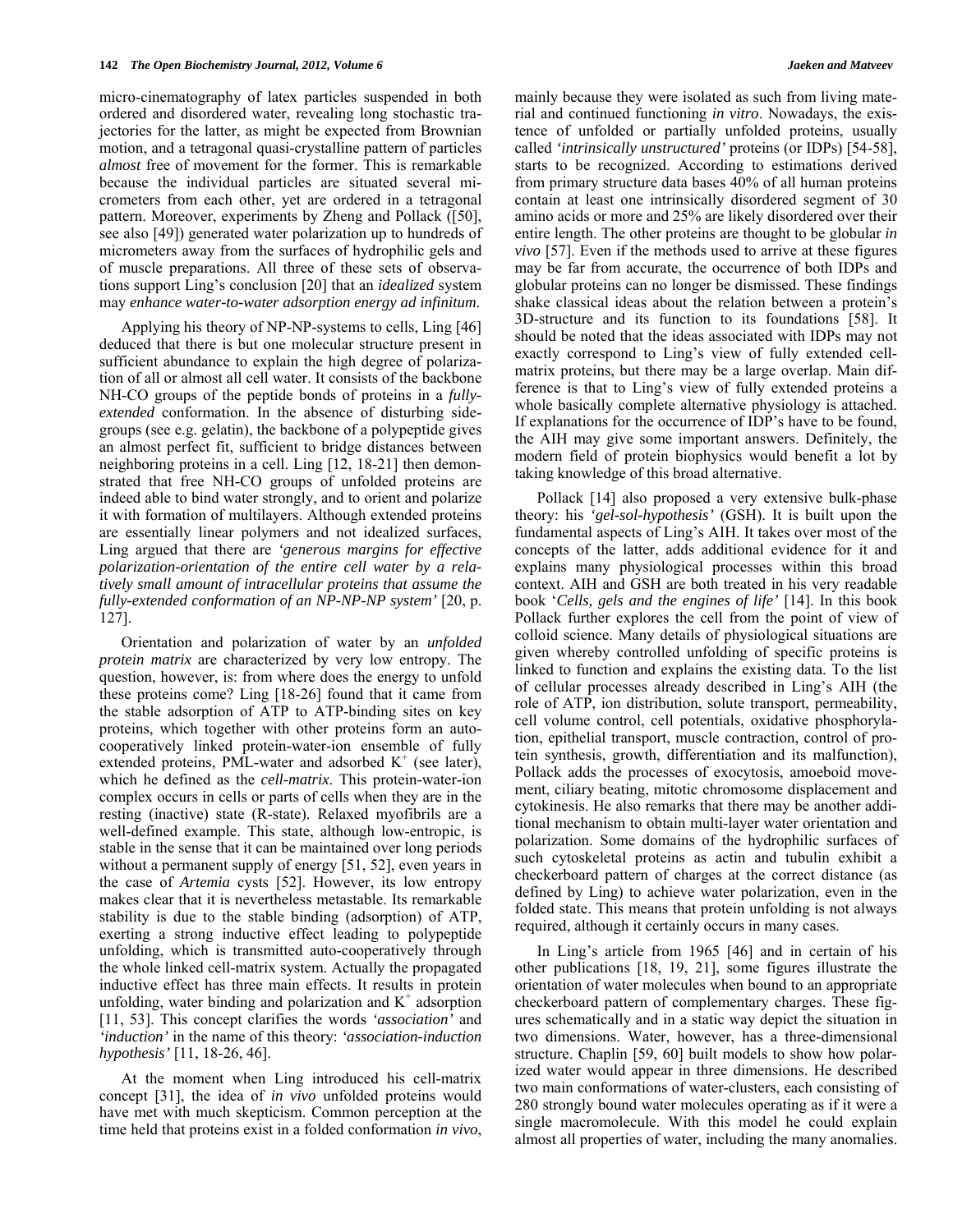micro-cinematography of latex particles suspended in both ordered and disordered water, revealing long stochastic trajectories for the latter, as might be expected from Brownian motion, and a tetragonal quasi-crystalline pattern of particles *almost* free of movement for the former. This is remarkable because the individual particles are situated several micrometers from each other, yet are ordered in a tetragonal pattern. Moreover, experiments by Zheng and Pollack ([50], see also [49]) generated water polarization up to hundreds of micrometers away from the surfaces of hydrophilic gels and of muscle preparations. All three of these sets of observations support Ling's conclusion [20] that an *idealized* system may *enhance water-to-water adsorption energy ad infinitum*.

Applying his theory of NP-NP-systems to cells, Ling [46] deduced that there is but one molecular structure present in sufficient abundance to explain the high degree of polarization of all or almost all cell water. It consists of the backbone NH-CO groups of the peptide bonds of proteins in a *fully-extended* conformation. In the absence of disturbing side-groups (see e.g. gelatin), the backbone of a polypeptide gives an almost perfect fit, sufficient to bridge distances between neighboring proteins in a cell. Ling [12, 18-21] then demonstrated that free NH-CO groups of unfolded proteins are indeed able to bind water strongly, and to orient and polarize it with formation of multilayers. Although extended proteins are essentially linear polymers and not idealized surfaces, Ling argued that there are *'generous margins for effective polarization-orientation of the entire cell water by a relatively small amount of intracellular proteins that assume the fully-extended conformation of an NP-NP-NP system'* [20, p. 127].

Orientation and polarization of water by an *unfolded protein matrix* are characterized by very low entropy. The question, however, is: from where does the energy to unfold these proteins come? Ling [18-26] found that it came from the stable adsorption of ATP to ATP-binding sites on key proteins, which together with other proteins form an auto-cooperatively linked protein-water-ion ensemble of fully extended proteins, PML-water and adsorbed $K^+$ (see later), which he defined as the *cell-matrix*. This protein-water-ion complex occurs in cells or parts of cells when they are in the resting (inactive) state (R-state). Relaxed myofibrils are a well-defined example. This state, although low-entropic, is stable in the sense that it can be maintained over long periods without a permanent supply of energy [51, 52], even years in the case of *Artemia* cysts [52]. However, its low entropy makes clear that it is nevertheless metastable. Its remarkable stability is due to the stable binding (adsorption) of ATP, exerting a strong inductive effect leading to polypeptide unfolding, which is transmitted auto-cooperatively through the whole linked cell-matrix system. Actually the propagated inductive effect has three main effects. It results in protein unfolding, water binding and polarization and $K^+$ adsorption [11, 53]. This concept clarifies the words *'association'* and *'induction'* in the name of this theory: *'association-induction hypothesis'* [11, 18-26, 46].

At the moment when Ling introduced his cell-matrix concept [31], the idea of *in vivo* unfolded proteins would have met with much skepticism. Common perception at the time held that proteins exist in a folded conformation *in vivo*, mainly because they were isolated as such from living material and continued functioning *in vitro*. Nowadays, the existence of unfolded or partially unfolded proteins, usually called *'intrinsically unstructured'* proteins (or IDPs) [54-58], starts to be recognized. According to estimations derived from primary structure data bases 40% of all human proteins contain at least one intrinsically disordered segment of 30 amino acids or more and 25% are likely disordered over their entire length. The other proteins are thought to be globular *in vivo* [57]. Even if the methods used to arrive at these figures may be far from accurate, the occurrence of both IDPs and globular proteins can no longer be dismissed. These findings shake classical ideas about the relation between a protein's 3D-structure and its function to its foundations [58]. It should be noted that the ideas associated with IDPs may not exactly correspond to Ling's view of fully extended cell-matrix proteins, but there may be a large overlap. Main difference is that to Ling's view of fully extended proteins a whole basically complete alternative physiology is attached. If explanations for the occurrence of IDP's have to be found, the AIH may give some important answers. Definitely, the modern field of protein biophysics would benefit a lot by taking knowledge of this broad alternative.

Pollack [14] also proposed a very extensive bulk-phase theory: his *'gel-sol-hypothesis'* (GSH). It is built upon the fundamental aspects of Ling's AIH. It takes over most of the concepts of the latter, adds additional evidence for it and explains many physiological processes within this broad context. AIH and GSH are both treated in his very readable book '*Cells, gels and the engines of life'* [14]. In this book Pollack further explores the cell from the point of view of colloid science. Many details of physiological situations are given whereby controlled unfolding of specific proteins is linked to function and explains the existing data. To the list of cellular processes already described in Ling's AIH (the role of ATP, ion distribution, solute transport, permeability, cell volume control, cell potentials, oxidative phosphorylation, epithelial transport, muscle contraction, control of protein synthesis, growth, differentiation and its malfunction), Pollack adds the processes of exocytosis, amoeboid movement, ciliary beating, mitotic chromosome displacement and cytokinesis. He also remarks that there may be another additional mechanism to obtain multi-layer water orientation and polarization. Some domains of the hydrophilic surfaces of such cytoskeletal proteins as actin and tubulin exhibit a checkerboard pattern of charges at the correct distance (as defined by Ling) to achieve water polarization, even in the folded state. This means that protein unfolding is not always required, although it certainly occurs in many cases.

In Ling's article from 1965 [46] and in certain of his other publications [18, 19, 21], some figures illustrate the orientation of water molecules when bound to an appropriate checkerboard pattern of complementary charges. These figures show schematically and in a static way depict the situation in two dimensions. Water, however, has a three-dimensional structure. Chaplin [59, 60] built models to show how polarized water would appear in three dimensions. He described two main conformations of water-clusters, each consisting of 280 strongly bound water molecules operating as if it were a single macromolecule. With this model he could explain almost all properties of water, including the many anomalies.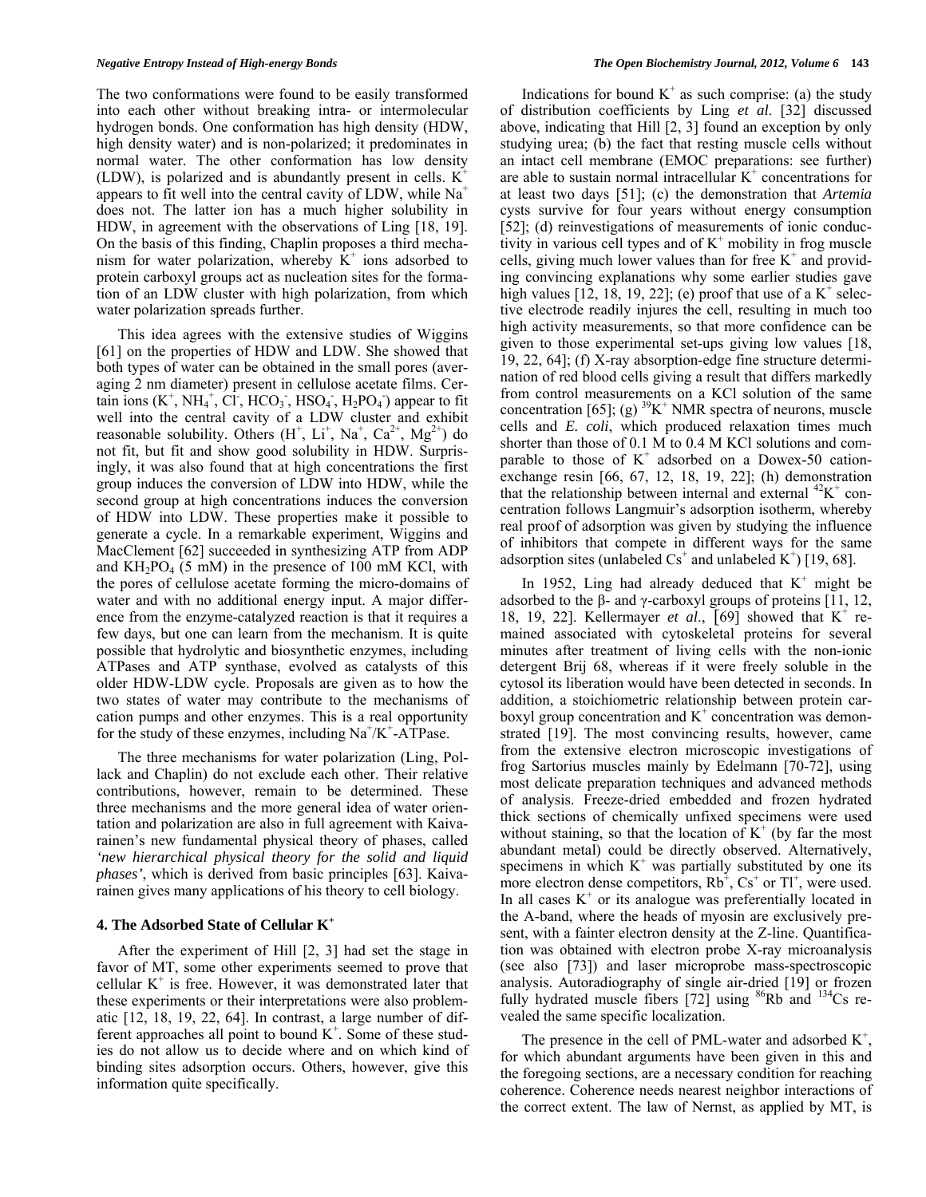The two conformations were found to be easily transformed into each other without breaking intra- or intermolecular hydrogen bonds. One conformation has high density (HDW, high density water) and is non-polarized; it predominates in normal water. The other conformation has low density (LDW), is polarized and is abundantly present in cells. $K^+$ appears to fit well into the central cavity of LDW, while $Na^+$ does not. The latter ion has a much higher solubility in HDW, in agreement with the observations of Ling [18, 19]. On the basis of this finding, Chaplin proposes a third mechanism for water polarization, whereby $K^+$ ions adsorbed to protein carboxyl groups act as nucleation sites for the formation of an LDW cluster with high polarization, from which water polarization spreads further.

This idea agrees with the extensive studies of Wiggins [61] on the properties of HDW and LDW. She showed that both types of water can be obtained in the small pores (averaging 2 nm diameter) present in cellulose acetate films. Certain ions ($K^+$, $NH_4^+$, $Cl^-$, $HCO_3^-$, $HSO_4^-$, $H_2PO_4^-$) appear to fit well into the central cavity of a LDW cluster and exhibit reasonable solubility. Others ($H^+$, $Li^+$, $Na^+$, $Ca^{2+}$, $Mg^{2+}$) do not fit, but fit and show good solubility in HDW. Surprisingly, it was also found that at high concentrations the first group induces the conversion of LDW into HDW, while the second group at high concentrations induces the conversion of HDW into LDW. These properties make it possible to generate a cycle. In a remarkable experiment, Wiggins and MacClement [62] succeeded in synthesizing ATP from ADP and $KH_2PO_4$ (5 mM) in the presence of 100 mM KCl, with the pores of cellulose acetate forming the micro-domains of water and with no additional energy input. A major difference from the enzyme-catalyzed reaction is that it requires a few days, but one can learn from the mechanism. It is quite possible that hydrolytic and biosynthetic enzymes, including ATPases and ATP synthase, evolved as catalysts of this older HDW-LDW cycle. Proposals are given as to how the two states of water may contribute to the mechanisms of cation pumps and other enzymes. This is a real opportunity for the study of these enzymes, including $Na^+/K^+$-ATPase.

The three mechanisms for water polarization (Ling, Pollack and Chaplin) do not exclude each other. Their relative contributions, however, remain to be determined. These three mechanisms and the more general idea of water orientation and polarization are also in full agreement with Kaivarainen's new fundamental physical theory of phases, called *'new hierarchical physical theory for the solid and liquid phases'*, which is derived from basic principles [63]. Kaivarainen gives many applications of his theory to cell biology.

## 4. The Adsorbed State of Cellular $K^+$

After the experiment of Hill [2, 3] had set the stage in favor of MT, some other experiments seemed to prove that cellular $K^+$ is free. However, it was demonstrated later that these experiments or their interpretations were also problematic [12, 18, 19, 22, 64]. In contrast, a large number of different approaches all point to bound $K^+$. Some of these studies do not allow us to decide where and on which kind of binding sites adsorption occurs. Others, however, give this information quite specifically.

Indications for bound $K^+$ as such comprise: (a) the study of distribution coefficients by Ling *et al*. [32] discussed above, indicating that Hill [2, 3] found an exception by only studying urea; (b) the fact that resting muscle cells without an intact cell membrane (EMOC preparations: see further) are able to sustain normal intracellular $K^+$ concentrations for at least two days [51]; (c) the demonstration that *Artemia* cysts survive for four years without energy consumption [52]; (d) reinvestigations of measurements of ionic conductivity in various cell types and of $K^+$ mobility in frog muscle cells, giving much lower values than for free $K^+$ and providing convincing explanations why some earlier studies gave high values [12, 18, 19, 22]; (e) proof that use of a $K^+$ selective electrode readily injures the cell, resulting in much too high activity measurements, so that more confidence can be given to those experimental set-ups giving low values [18, 19, 22, 64]; (f) X-ray absorption-edge fine structure determination of red blood cells giving a result that differs markedly from control measurements on a KCl solution of the same concentration [65]; (g) $^{39}K^+$ NMR spectra of neurons, muscle cells and *E. coli*, which produced relaxation times much shorter than those of 0.1 M to 0.4 M KCl solutions and comparable to those of $K^+$ adsorbed on a Dowex-50 cation-exchange resin [66, 67, 12, 18, 19, 22]; (h) demonstration that the relationship between internal and external $^{42}K^+$ concentration follows Langmuir's adsorption isotherm, whereby real proof of adsorption was given by studying the influence of inhibitors that compete in different ways for the same adsorption sites (unlabeled $Cs^+$ and unlabeled $K^+$) [19, 68].

In 1952, Ling had already deduced that $K^+$ might be adsorbed to the β- and γ-carboxyl groups of proteins [11, 12, 18, 19, 22]. Kellermayer *et al*., [69] showed that $K^+$ remained associated with cytoskeletal proteins for several minutes after treatment of living cells with the non-ionic detergent Brij 68, whereas if it were freely soluble in the cytosol its liberation would have been detected in seconds. In addition, a stoichiometric relationship between protein carboxyl group concentration and $K^+$ concentration was demonstrated [19]. The most convincing results, however, came from the extensive electron microscopic investigations of frog Sartorius muscles mainly by Edelmann [70-72], using most delicate preparation techniques and advanced methods of analysis. Freeze-dried embedded and frozen hydrated thick sections of chemically unfixed specimens were used without staining, so that the location of $K^+$ (by far the most abundant metal) could be directly observed. Alternatively, specimens in which $K^+$ was partially substituted by one its more electron dense competitors, $Rb^+$, $Cs^+$ or $Tl^+$, were used. In all cases $K^+$ or its analogue was preferentially located in the A-band, where the heads of myosin are exclusively present, with a fainter electron density at the Z-line. Quantification was obtained with electron probe X-ray microanalysis (see also [73]) and laser microprobe mass-spectroscopic analysis. Autoradiography of single air-dried [19] or frozen fully hydrated muscle fibers [72] using $^{86}Rb$ and $^{134}Cs$ revealed the same specific localization.

The presence in the cell of PML-water and adsorbed $K^+$, for which abundant arguments have been given in this and the foregoing sections, are a necessary condition for reaching coherence. Coherence needs nearest neighbor interactions of the correct extent. The law of Nernst, as applied by MT, is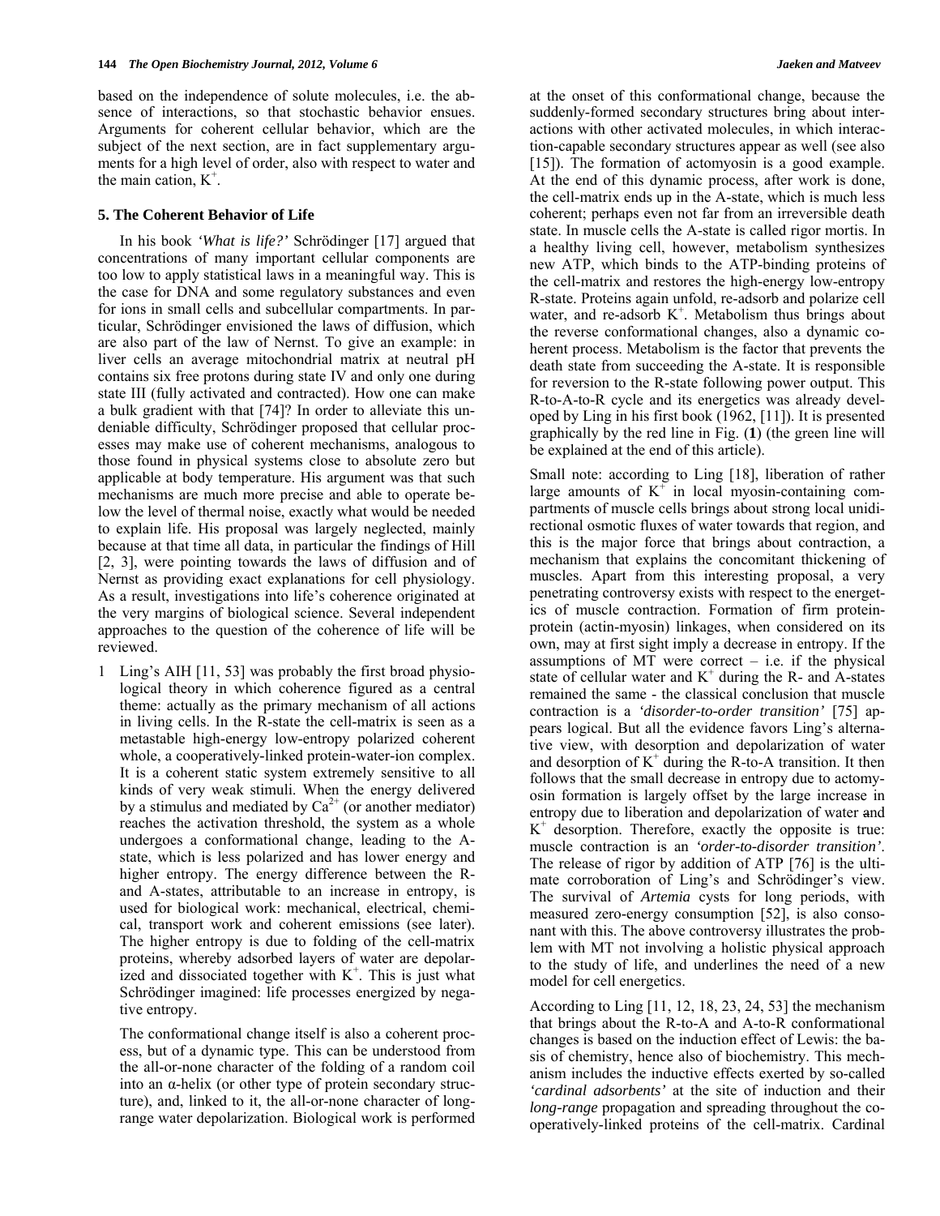based on the independence of solute molecules, i.e. the absence of interactions, so that stochastic behavior ensues. Arguments for coherent cellular behavior, which are the subject of the next section, are in fact supplementary arguments for a high level of order, also with respect to water and the main cation, $K^+$.

## 5. The Coherent Behavior of Life

In his book *'What is life?'* Schrödinger [17] argued that concentrations of many important cellular components are too low to apply statistical laws in a meaningful way. This is the case for DNA and some regulatory substances and even for ions in small cells and subcellular compartments. In particular, Schrödinger envisioned the laws of diffusion, which are also part of the law of Nernst. To give an example: in liver cells an average mitochondrial matrix at neutral pH contains six free protons during state IV and only one during state III (fully activated and contracted). How one can make a bulk gradient with that [74]? In order to alleviate this undeniable difficulty, Schrödinger proposed that cellular processes may make use of coherent mechanisms, analogous to those found in physical systems close to absolute zero but applicable at body temperature. His argument was that such mechanisms are much more precise and able to operate below the level of thermal noise, exactly what would be needed to explain life. His proposal was largely neglected, mainly because at that time all data, in particular the findings of Hill [2, 3], were pointing towards the laws of diffusion and of Nernst as providing exact explanations for cell physiology. As a result, investigations into life's coherence originated at the very margins of biological science. Several independent approaches to the question of the coherence of life will be reviewed.

1. Ling's AIH [11, 53] was probably the first broad physiological theory in which coherence figured as a central theme: actually as the primary mechanism of all actions in living cells. In the R-state the cell-matrix is seen as a metastable high-energy low-entropy polarized coherent whole, a cooperatively-linked protein-water-ion complex. It is a coherent static system extremely sensitive to all kinds of very weak stimuli. When the energy delivered by a stimulus and mediated by $Ca^{2+}$ (or another mediator) reaches the activation threshold, the system as a whole undergoes a conformational change, leading to the A-state, which is less polarized and has lower energy and higher entropy. The energy difference between the R- and A-states, attributable to an increase in entropy, is used for biological work: mechanical, electrical, chemical, transport work and coherent emissions (see later). The higher entropy is due to folding of the cell-matrix proteins, whereby adsorbed layers of water are depolarized and dissociated together with $K^+$. This is just what Schrödinger imagined: life processes energized by negative entropy.

   The conformational change itself is also a coherent process, but of a dynamic type. This can be understood from the all-or-none character of the folding of a random coil into an α-helix (or other type of protein secondary structure), and, linked to it, the all-or-none character of long-range water depolarization. Biological work is performed at the onset of this conformational change, because the suddenly-formed secondary structures bring about interactions with other activated molecules, in which interaction-capable secondary structures appear as well (see also [15]). The formation of actomyosin is a good example. At the end of this dynamic process, after work is done, the cell-matrix ends up in the A-state, which is much less coherent; perhaps even not far from an irreversible death state. In muscle cells the A-state is called rigor mortis. In a healthy living cell, however, metabolism synthesizes new ATP, which binds to the ATP-binding proteins of the cell-matrix and restores the high-energy low-entropy R-state. Proteins again unfold, re-adsorb and polarize cell water, and re-adsorb $K^+$. Metabolism thus brings about the reverse conformational changes, also a dynamic coherent process. Metabolism is the factor that prevents the death state from succeeding the A-state. It is responsible for reversion to the R-state following power output. This R-to-A-to-R cycle and its energetics was already developed by Ling in his first book (1962, [11]). It is presented graphically by the red line in Fig. (**1**) (the green line will be explained at the end of this article).

Small note: according to Ling [18], liberation of rather large amounts of $K^+$ in local myosin-containing compartments of muscle cells brings about strong local unidirectional osmotic fluxes of water towards that region, and this is the major force that brings about contraction, a mechanism that explains the concomitant thickening of muscles. Apart from this interesting proposal, a very penetrating controversy exists with respect to the energetics of muscle contraction. Formation of firm protein-protein (actin-myosin) linkages, when considered on its own, may at first sight imply a decrease in entropy. If the assumptions of MT were correct – i.e. if the physical state of cellular water and $K^+$ during the R- and A-states remained the same - the classical conclusion that muscle contraction is a *'disorder-to-order transition'* [75] appears logical. But all the evidence favors Ling's alternative view, with desorption and depolarization of water and desorption of $K^+$ during the R-to-A transition. It then follows that the small decrease in entropy due to actomyosin formation is largely offset by the large increase in entropy due to liberation and depolarization of water and $K^+$ desorption. Therefore, exactly the opposite is true: muscle contraction is an *'order-to-disorder transition'*. The release of rigor by addition of ATP [76] is the ultimate corroboration of Ling's and Schrödinger's view. The survival of *Artemia* cysts for long periods, with measured zero-energy consumption [52], is also consonant with this. The above controversy illustrates the problem with MT not involving a holistic physical approach to the study of life, and underlines the need of a new model for cell energetics.

According to Ling [11, 12, 18, 23, 24, 53] the mechanism that brings about the R-to-A and A-to-R conformational changes is based on the induction effect of Lewis: the basis of chemistry, hence also of biochemistry. This mechanism includes the inductive effects exerted by so-called *'cardinal adsorbents'* at the site of induction and their *long-range* propagation and spreading throughout the cooperatively-linked proteins of the cell-matrix. Cardinal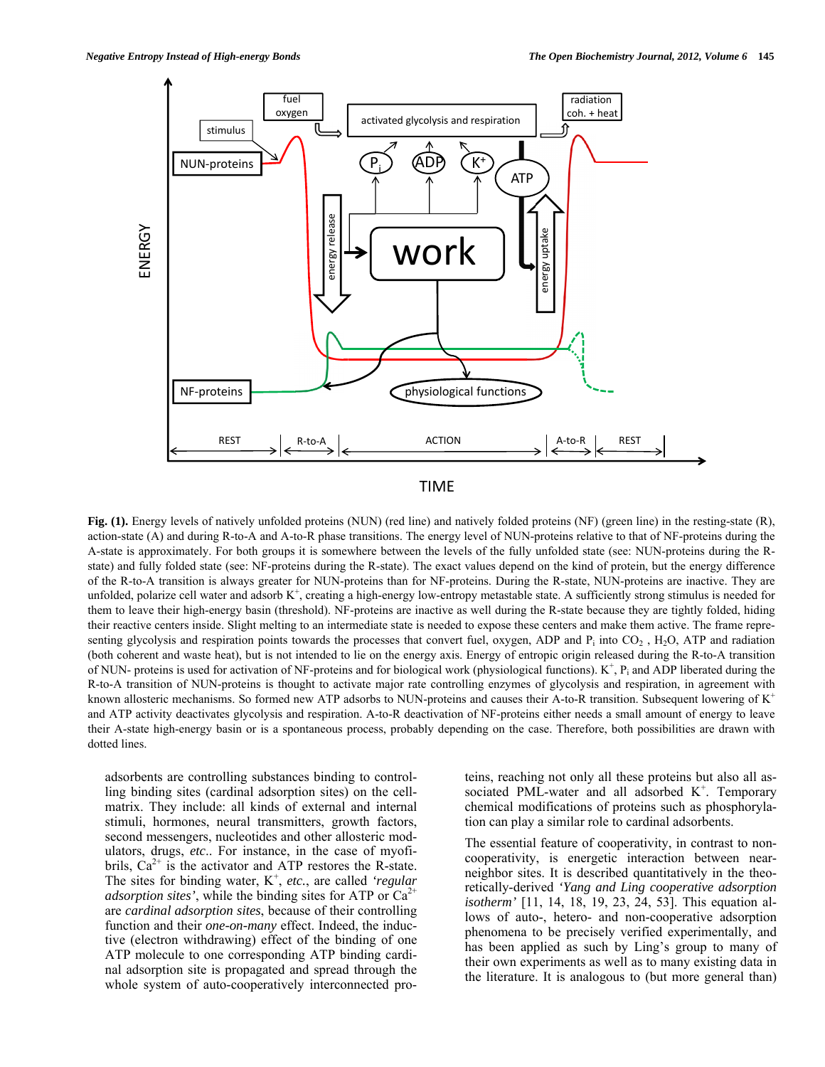**Fig. (1).** Energy levels of natively unfolded proteins (NUN) (red line) and natively folded proteins (NF) (green line) in the resting-state (R), action-state (A) and during R-to-A and A-to-R phase transitions. The energy level of NUN-proteins relative to that of NF-proteins during the A-state is approximately. For both groups it is somewhere between the levels of the fully unfolded state (see: NUN-proteins during the R-state) and fully folded state (see: NF-proteins during the R-state). The exact values depend on the kind of protein, but the energy difference of the R-to-A transition is always greater for NUN-proteins than for NF-proteins. During the R-state, NUN-proteins are inactive. They are unfolded, polarize cell water and adsorb $K^+$, creating a high-energy low-entropy metastable state. A sufficiently strong stimulus is needed for them to leave their high-energy basin (threshold). NF-proteins are inactive as well during the R-state because they are tightly folded, hiding their reactive centers inside. Slight melting to an intermediate state is needed to expose these centers and make them active. The frame representing glycolysis and respiration points towards the processes that convert fuel, oxygen, ADP and $P_i$ into $CO_2$ , $H_2O$, ATP and radiation (both coherent and waste heat), but is not intended to lie on the energy axis. Energy of entropic origin released during the R-to-A transition of NUN- proteins is used for activation of NF-proteins and for biological work (physiological functions). $K^+$, $P_i$ and ADP liberated during the R-to-A transition of NUN-proteins is thought to activate major rate controlling enzymes of glycolysis and respiration, in agreement with known allosteric mechanisms. So formed new ATP adsorbs to NUN-proteins and causes their A-to-R transition. Subsequent lowering of $K^+$ and ATP activity deactivates glycolysis and respiration. A-to-R deactivation of NF-proteins either needs a small amount of energy to leave their A-state high-energy basin or is a spontaneous process, probably depending on the case. Therefore, both possibilities are drawn with dotted lines.

adsorbents are controlling substances binding to controlling binding sites (cardinal adsorption sites) on the cell-matrix. They include: all kinds of external and internal stimuli, hormones, neural transmitters, growth factors, second messengers, nucleotides and other allosteric modulators, drugs, *etc*.. For instance, in the case of myofibrils, $Ca^{2+}$ is the activator and ATP restores the R-state. The sites for binding water, $K^+$, *etc*., are called *'regular adsorption sites'*, while the binding sites for ATP or $Ca^{2+}$ are *cardinal adsorption sites*, because of their controlling function and their *one-on-many* effect. Indeed, the inductive (electron withdrawing) effect of the binding of one ATP molecule to one corresponding ATP binding cardinal adsorption site is propagated and spread through the whole system of auto-cooperatively interconnected proteins, reaching not only all these proteins but also all associated PML-water and all adsorbed $K^+$. Temporary chemical modifications of proteins such as phosphorylation can play a similar role to cardinal adsorbents.

The essential feature of cooperativity, in contrast to non-cooperativity, is energetic interaction between near-neighbor sites. It is described quantitatively in the theoretically-derived *'Yang and Ling cooperative adsorption isotherm'* [11, 14, 18, 19, 23, 24, 53]. This equation allows of auto-, hetero- and non-cooperative adsorption phenomena to be precisely verified experimentally, and has been applied as such by Ling's group to many of their own experiments as well as to many existing data in the literature. It is analogous to (but more general than)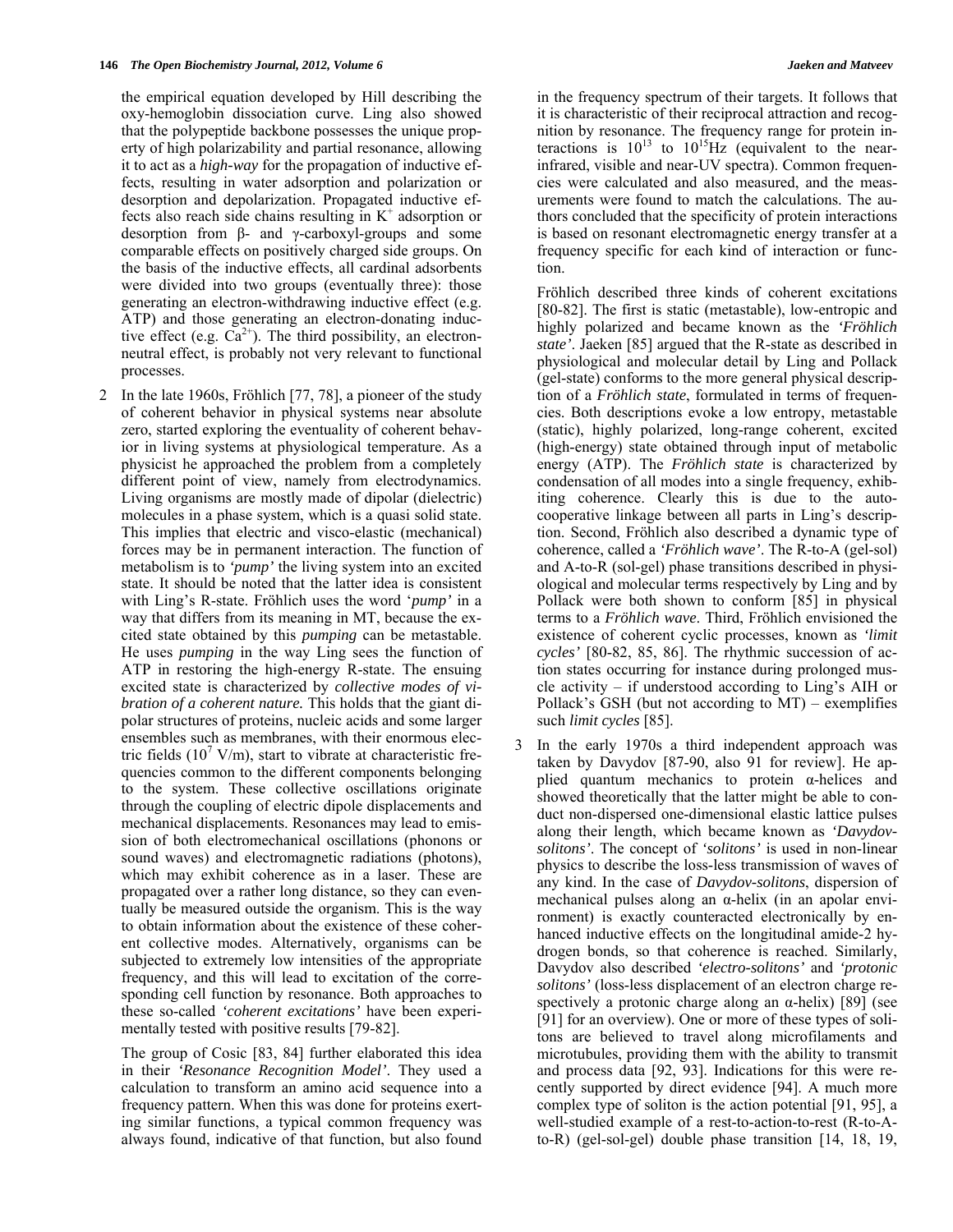the empirical equation developed by Hill describing the oxy-hemoglobin dissociation curve. Ling also showed that the polypeptide backbone possesses the unique property of high polarizability and partial resonance, allowing it to act as a *high-way* for the propagation of inductive effects, resulting in water adsorption and polarization or desorption and depolarization. Propagated inductive effects also reach side chains resulting in $K^+$ adsorption or desorption from β- and γ-carboxyl-groups and some comparable effects on positively charged side groups. On the basis of the inductive effects, all cardinal adsorbents were divided into two groups (eventually three): those generating an electron-withdrawing inductive effect (e.g. ATP) and those generating an electron-donating inductive effect (e.g. $Ca^{2+}$). The third possibility, an electron-neutral effect, is probably not very relevant to functional processes.

2. In the late 1960s, Fröhlich [77, 78], a pioneer of the study of coherent behavior in physical systems near absolute zero, started exploring the eventuality of coherent behavior in living systems at physiological temperature. As a physicist he approached the problem from a completely different point of view, namely from electrodynamics. Living organisms are mostly made of dipolar (dielectric) molecules in a phase system, which is a quasi solid state. This implies that electric and visco-elastic (mechanical) forces may be in permanent interaction. The function of metabolism is to *'pump'* the living system into an excited state. It should be noted that the latter idea is consistent with Ling's R-state. Fröhlich uses the word '*pump'* in a way that differs from its meaning in MT, because the excited state obtained by this *pumping* can be metastable. He uses *pumping* in the way Ling sees the function of ATP in restoring the high-energy R-state. The ensuing excited state is characterized by *collective modes of vibration of a coherent nature.* This holds that the giant dipolar structures of proteins, nucleic acids and some larger ensembles such as membranes, with their enormous electric fields ($10^7$ V/m), start to vibrate at characteristic frequencies common to the different components belonging to the system. These collective oscillations originate through the coupling of electric dipole displacements and mechanical displacements. Resonances may lead to emission of both electromechanical oscillations (phonons or sound waves) and electromagnetic radiations (photons), which may exhibit coherence as in a laser. These are propagated over a rather long distance, so they can eventually be measured outside the organism. This is the way to obtain information about the existence of these coherent collective modes. Alternatively, organisms can be subjected to extremely low intensities of the appropriate frequency, and this will lead to excitation of the corresponding cell function by resonance. Both approaches to these so-called *'coherent excitations'* have been experimentally tested with positive results [79-82].

   The group of Cosic [83, 84] further elaborated this idea in their *'Resonance Recognition Model'*. They used a calculation to transform an amino acid sequence into a frequency pattern. When this was done for proteins exerting similar functions, a typical common frequency was always found, indicative of that function, but also found in the frequency spectrum of their targets. It follows that it is characteristic of their reciprocal attraction and recognition by resonance. The frequency range for protein interactions is $10^{13}$ to $10^{15}$Hz (equivalent to the near-infrared, visible and near-UV spectra). Common frequencies were calculated and also measured, and the measurements were found to match the calculations. The authors concluded that the specificity of protein interactions is based on resonant electromagnetic energy transfer at a frequency specific for each kind of interaction or function.

   Fröhlich described three kinds of coherent excitations [80-82]. The first is static (metastable), low-entropic and highly polarized and became known as the *'Fröhlich state'*. Jaeken [85] argued that the R-state as described in physiological and molecular detail by Ling and Pollack (gel-state) conforms to the more general physical description of a *Fröhlich state*, formulated in terms of frequencies. Both descriptions evoke a low entropy, metastable (static), highly polarized, long-range coherent, excited (high-energy) state obtained through input of metabolic energy (ATP). The *Fröhlich state* is characterized by condensation of all modes into a single frequency, exhibiting coherence. Clearly this is due to the auto-cooperative linkage between all parts in Ling's description. Second, Fröhlich also described a dynamic type of coherence, called a *'Fröhlich wave'*. The R-to-A (gel-sol) and A-to-R (sol-gel) phase transitions described in physiological and molecular terms respectively by Ling and by Pollack were both shown to conform [85] in physical terms to a *Fröhlich wave*. Third, Fröhlich envisioned the existence of coherent cyclic processes, known as *'limit cycles'* [80-82, 85, 86]. The rhythmic succession of action states occurring for instance during prolonged muscle activity – if understood according to Ling's AIH or Pollack's GSH (but not according to MT) – exemplifies such *limit cycles* [85].

3. In the early 1970s a third independent approach was taken by Davydov [87-90, also 91 for review]. He applied quantum mechanics to protein α-helices and showed theoretically that the latter might be able to conduct non-dispersed one-dimensional elastic lattice pulses along their length, which became known as *'Davydov-solitons'*. The concept of *'solitons'* is used in non-linear physics to describe the loss-less transmission of waves of any kind. In the case of *Davydov-solitons*, dispersion of mechanical pulses along an α-helix (in an apolar environment) is exactly counteracted electronically by enhanced inductive effects on the longitudinal amide-2 hydrogen bonds, so that coherence is reached. Similarly, Davydov also described *'electro-solitons'* and *'protonic solitons'* (loss-less displacement of an electron charge respectively a protonic charge along an α-helix) [89] (see [91] for an overview). One or more of these types of solitons are believed to travel along microfilaments and microtubules, providing them with the ability to transmit and process data [92, 93]. Indications for this were recently supported by direct evidence [94]. A much more complex type of soliton is the action potential [91, 95], a well-studied example of a rest-to-action-to-rest (R-to-A-to-R) (gel-sol-gel) double phase transition [14, 18, 19,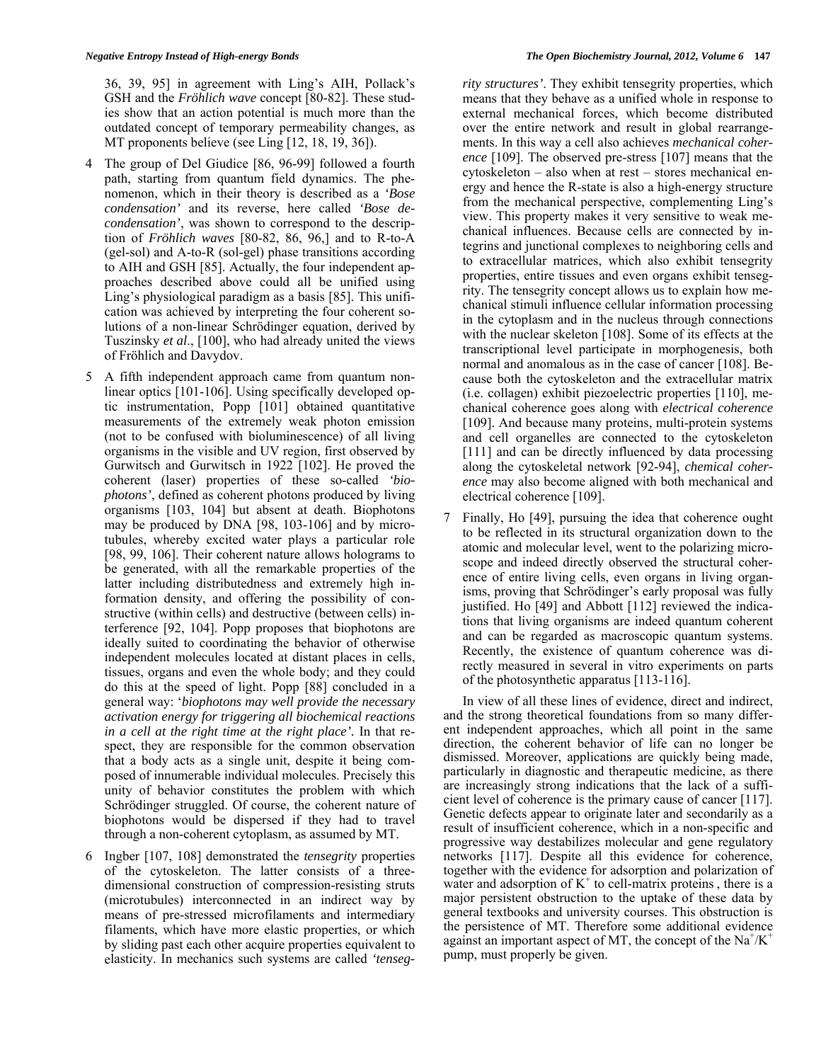36, 39, 95] in agreement with Ling's AIH, Pollack's GSH and the *Fröhlich wave* concept [80-82]. These studies show that an action potential is much more than the outdated concept of temporary permeability changes, as MT proponents believe (see Ling [12, 18, 19, 36]).

4 The group of Del Giudice [86, 96-99] followed a fourth path, starting from quantum field dynamics. The phenomenon, which in their theory is described as a *'Bose condensation'* and its reverse, here called *'Bose decondensation'*, was shown to correspond to the description of *Fröhlich waves* [80-82, 86, 96,] and to R-to-A (gel-sol) and A-to-R (sol-gel) phase transitions according to AIH and GSH [85]. Actually, the four independent approaches described above could all be unified using Ling's physiological paradigm as a basis [85]. This unification was achieved by interpreting the four coherent solutions of a non-linear Schrödinger equation, derived by Tuszinsky *et al*., [100], who had already united the views of Fröhlich and Davydov.

5 A fifth independent approach came from quantum nonlinear optics [101-106]. Using specifically developed optic instrumentation, Popp [101] obtained quantitative measurements of the extremely weak photon emission (not to be confused with bioluminescence) of all living organisms in the visible and UV region, first observed by Gurwitsch and Gurwitsch in 1922 [102]. He proved the coherent (laser) properties of these so-called *'biophotons'*, defined as coherent photons produced by living organisms [103, 104] but absent at death. Biophotons may be produced by DNA [98, 103-106] and by microtubules, whereby excited water plays a particular role [98, 99, 106]. Their coherent nature allows holograms to be generated, with all the remarkable properties of the latter including distributedness and extremely high information density, and offering the possibility of constructive (within cells) and destructive (between cells) interference [92, 104]. Popp proposes that biophotons are ideally suited to coordinating the behavior of otherwise independent molecules located at distant places in cells, tissues, organs and even the whole body; and they could do this at the speed of light. Popp [88] concluded in a general way: '*biophotons may well provide the necessary activation energy for triggering all biochemical reactions in a cell at the right time at the right place'*. In that respect, they are responsible for the common observation that a body acts as a single unit, despite it being composed of innumerable individual molecules. Precisely this unity of behavior constitutes the problem with which Schrödinger struggled. Of course, the coherent nature of biophotons would be dispersed if they had to travel through a non-coherent cytoplasm, as assumed by MT.

6 Ingber [107, 108] demonstrated the *tensegrity* properties of the cytoskeleton. The latter consists of a three-dimensional construction of compression-resisting struts (microtubules) interconnected in an indirect way by means of pre-stressed microfilaments and intermediary filaments, which have more elastic properties, or which by sliding past each other acquire properties equivalent to elasticity. In mechanics such systems are called *'tensegrity structures'*. They exhibit tensegrity properties, which means that they behave as a unified whole in response to external mechanical forces, which become distributed over the entire network and result in global rearrangements. In this way a cell also achieves *mechanical coherence* [109]. The observed pre-stress [107] means that the cytoskeleton – also when at rest – stores mechanical energy and hence the R-state is also a high-energy structure from the mechanical perspective, complementing Ling's view. This property makes it very sensitive to weak mechanical influences. Because cells are connected by integrins and junctional complexes to neighboring cells and to extracellular matrices, which also exhibit tensegrity properties, entire tissues and even organs exhibit tensegrity. The tensegrity concept allows us to explain how mechanical stimuli influence cellular information processing in the cytoplasm and in the nucleus through connections with the nuclear skeleton [108]. Some of its effects at the transcriptional level participate in morphogenesis, both normal and anomalous as in the case of cancer [108]. Because both the cytoskeleton and the extracellular matrix (i.e. collagen) exhibit piezoelectric properties [110], mechanical coherence goes along with *electrical coherence* [109]. And because many proteins, multi-protein systems and cell organelles are connected to the cytoskeleton [111] and can be directly influenced by data processing along the cytoskeletal network [92-94], *chemical coherence* may also become aligned with both mechanical and electrical coherence [109].

7 Finally, Ho [49], pursuing the idea that coherence ought to be reflected in its structural organization down to the atomic and molecular level, went to the polarizing microscope and indeed directly observed the structural coherence of entire living cells, even organs in living organisms, proving that Schrödinger's early proposal was fully justified. Ho [49] and Abbott [112] reviewed the indications that living organisms are indeed quantum coherent and can be regarded as macroscopic quantum systems. Recently, the existence of quantum coherence was directly measured in several in vitro experiments on parts of the photosynthetic apparatus [113-116].

In view of all these lines of evidence, direct and indirect, and the strong theoretical foundations from so many different independent approaches, which all point in the same direction, the coherent behavior of life can no longer be dismissed. Moreover, applications are quickly being made, particularly in diagnostic and therapeutic medicine, as there are increasingly strong indications that the lack of a sufficient level of coherence is the primary cause of cancer [117]. Genetic defects appear to originate later and secondarily as a result of insufficient coherence, which in a non-specific and progressive way destabilizes molecular and gene regulatory networks [117]. Despite all this evidence for coherence, together with the evidence for adsorption and polarization of water and adsorption of $K^+$ to cell-matrix proteins , there is a major persistent obstruction to the uptake of these data by general textbooks and university courses. This obstruction is the persistence of MT. Therefore some additional evidence against an important aspect of MT, the concept of the $Na^+/K^+$ pump, must properly be given.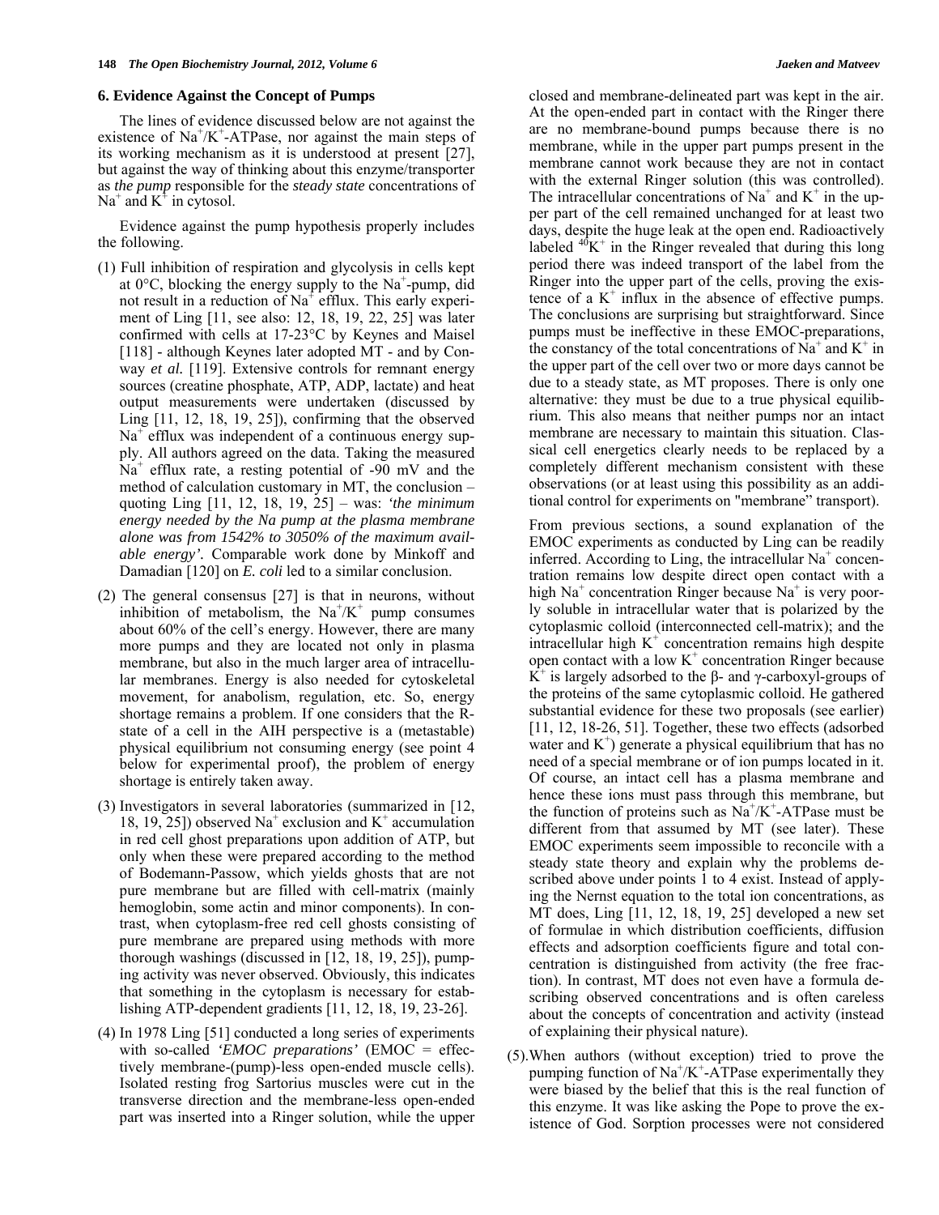### 6. Evidence Against the Concept of Pumps

The lines of evidence discussed below are not against the existence of $Na^+/K^+$-ATPase, nor against the main steps of its working mechanism as it is understood at present [27], but against the way of thinking about this enzyme/transporter as *the pump* responsible for the *steady state* concentrations of $Na^+$ and $K^+$ in cytosol.

Evidence against the pump hypothesis properly includes the following.

(1) Full inhibition of respiration and glycolysis in cells kept at 0°C, blocking the energy supply to the $Na^+$-pump, did not result in a reduction of $Na^+$ efflux. This early experiment of Ling [11, see also: 12, 18, 19, 22, 25] was later confirmed with cells at 17-23°C by Keynes and Maisel [118] - although Keynes later adopted MT - and by Conway *et al.* [119]. Extensive controls for remnant energy sources (creatine phosphate, ATP, ADP, lactate) and heat output measurements were undertaken (discussed by Ling [11, 12, 18, 19, 25]), confirming that the observed $Na^+$ efflux was independent of a continuous energy supply. All authors agreed on the data. Taking the measured $Na^+$ efflux rate, a resting potential of -90 mV and the method of calculation customary in MT, the conclusion – quoting Ling [11, 12, 18, 19, 25] – was: *'the minimum energy needed by the Na pump at the plasma membrane alone was from 1542% to 3050% of the maximum available energy'.* Comparable work done by Minkoff and Damadian [120] on *E. coli* led to a similar conclusion.

(2) The general consensus [27] is that in neurons, without inhibition of metabolism, the $Na^+/K^+$ pump consumes about 60% of the cell's energy. However, there are many more pumps and they are located not only in plasma membrane, but also in the much larger area of intracellular membranes. Energy is also needed for cytoskeletal movement, for anabolism, regulation, etc. So, energy shortage remains a problem. If one considers that the R-state of a cell in the AIH perspective is a (metastable) physical equilibrium not consuming energy (see point 4 below for experimental proof), the problem of energy shortage is entirely taken away.

(3) Investigators in several laboratories (summarized in [12, 18, 19, 25]) observed $Na^+$ exclusion and $K^+$ accumulation in red cell ghost preparations upon addition of ATP, but only when these were prepared according to the method of Bodemann-Passow, which yields ghosts that are not pure membrane but are filled with cell-matrix (mainly hemoglobin, some actin and minor components). In contrast, when cytoplasm-free red cell ghosts consisting of pure membrane are prepared using methods with more thorough washings (discussed in [12, 18, 19, 25]), pumping activity was never observed. Obviously, this indicates that something in the cytoplasm is necessary for establishing ATP-dependent gradients [11, 12, 18, 19, 23-26].

(4) In 1978 Ling [51] conducted a long series of experiments with so-called *'EMOC preparations'* (EMOC = effectively membrane-(pump)-less open-ended muscle cells). Isolated resting frog Sartorius muscles were cut in the transverse direction and the membrane-less open-ended part was inserted into a Ringer solution, while the upper closed and membrane-delineated part was kept in the air. At the open-ended part in contact with the Ringer there are no membrane-bound pumps because there is no membrane, while in the upper part pumps present in the membrane cannot work because they are not in contact with the external Ringer solution (this was controlled). The intracellular concentrations of $Na^+$ and $K^+$ in the upper part of the cell remained unchanged for at least two days, despite the huge leak at the open end. Radioactively labeled $^{40}K^+$ in the Ringer revealed that during this long period there was indeed transport of the label from the Ringer into the upper part of the cells, proving the existence of a $K^+$ influx in the absence of effective pumps. The conclusions are surprising but straightforward. Since pumps must be ineffective in these EMOC-preparations, the constancy of the total concentrations of $Na^+$ and $K^+$ in the upper part of the cell over two or more days cannot be due to a steady state, as MT proposes. There is only one alternative: they must be due to a true physical equilibrium. This also means that neither pumps nor an intact membrane are necessary to maintain this situation. Classical cell energetics clearly needs to be replaced by a completely different mechanism consistent with these observations (or at least using this possibility as an additional control for experiments on "membrane" transport).

From previous sections, a sound explanation of the EMOC experiments as conducted by Ling can be readily inferred. According to Ling, the intracellular $Na^+$ concentration remains low despite direct open contact with a high $Na^+$ concentration Ringer because $Na^+$ is very poorly soluble in intracellular water that is polarized by the cytoplasmic colloid (interconnected cell-matrix); and the intracellular high $K^+$ concentration remains high despite open contact with a low $K^+$ concentration Ringer because $K^+$ is largely adsorbed to the β- and γ-carboxyl-groups of the proteins of the same cytoplasmic colloid. He gathered substantial evidence for these two proposals (see earlier) [11, 12, 18-26, 51]. Together, these two effects (adsorbed water and $K^+$) generate a physical equilibrium that has no need of a special membrane or of ion pumps located in it. Of course, an intact cell has a plasma membrane and hence these ions must pass through this membrane, but the function of proteins such as $Na^+/K^+$-ATPase must be different from that assumed by MT (see later). These EMOC experiments seem impossible to reconcile with a steady state theory and explain why the problems described above under points 1 to 4 exist. Instead of applying the Nernst equation to the total ion concentrations, as MT does, Ling [11, 12, 18, 19, 25] developed a new set of formulae in which distribution coefficients, diffusion effects and adsorption coefficients figure and total concentration is distinguished from activity (the free fraction). In contrast, MT does not even have a formula describing observed concentrations and is often careless about the concepts of concentration and activity (instead of explaining their physical nature).

(5).When authors (without exception) tried to prove the pumping function of $Na^+/K^+$-ATPase experimentally they were biased by the belief that this is the real function of this enzyme. It was like asking the Pope to prove the existence of God. Sorption processes were not considered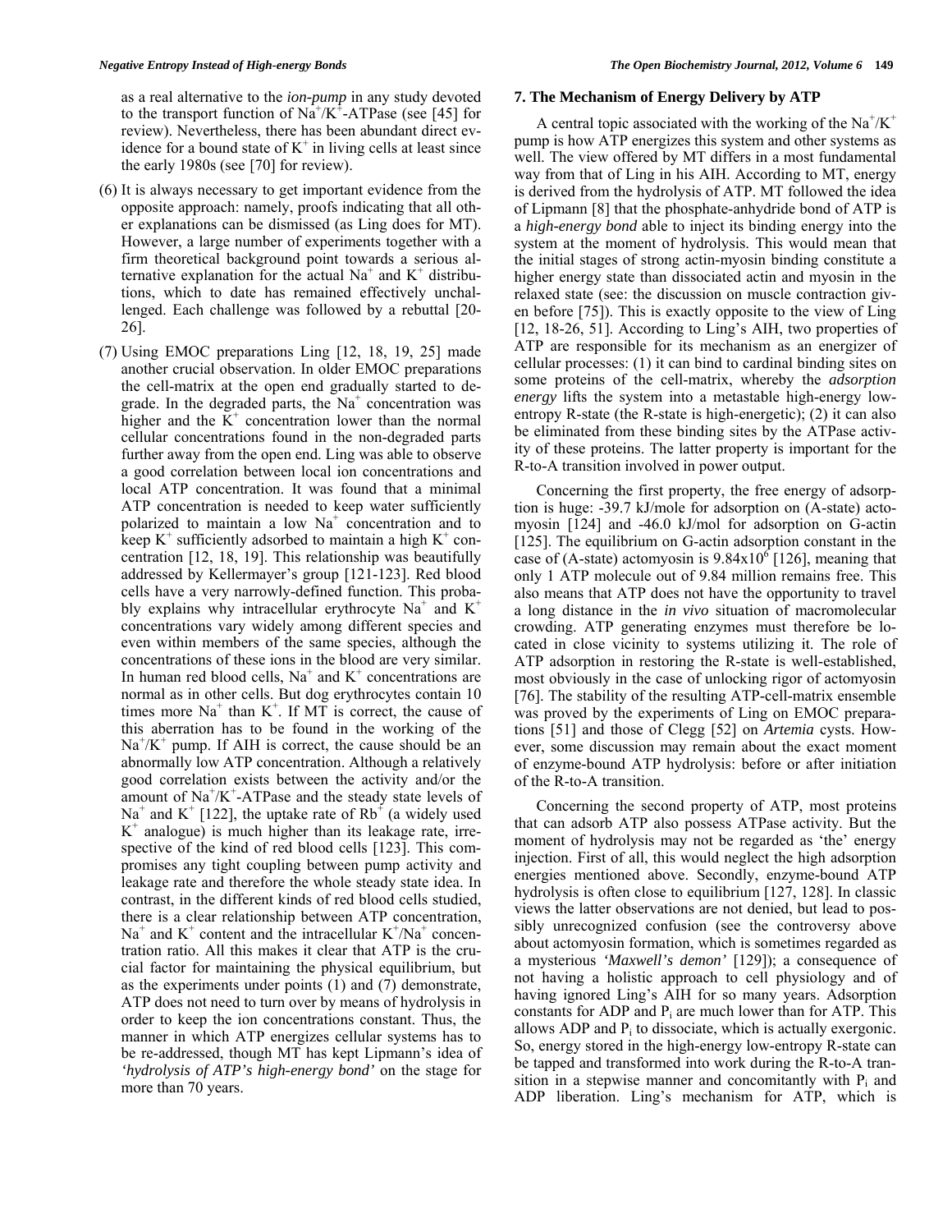as a real alternative to the *ion-pump* in any study devoted to the transport function of $Na^+/K^+$-ATPase (see [45] for review). Nevertheless, there has been abundant direct evidence for a bound state of $K^+$ in living cells at least since the early 1980s (see [70] for review).

(6) It is always necessary to get important evidence from the opposite approach: namely, proofs indicating that all other explanations can be dismissed (as Ling does for MT). However, a large number of experiments together with a firm theoretical background point towards a serious alternative explanation for the actual $Na^+$ and $K^+$ distributions, which to date has remained effectively unchallenged. Each challenge was followed by a rebuttal [20-26].

(7) Using EMOC preparations Ling [12, 18, 19, 25] made another crucial observation. In older EMOC preparations the cell-matrix at the open end gradually started to degrade. In the degraded parts, the $Na^+$ concentration was higher and the $K^+$ concentration lower than the normal cellular concentrations found in the non-degraded parts further away from the open end. Ling was able to observe a good correlation between local ion concentrations and local ATP concentration. It was found that a minimal ATP concentration is needed to keep water sufficiently polarized to maintain a low $Na^+$ concentration and to keep $K^+$ sufficiently adsorbed to maintain a high $K^+$ concentration [12, 18, 19]. This relationship was beautifully addressed by Kellermayer's group [121-123]. Red blood cells have a very narrowly-defined function. This probably explains why intracellular erythrocyte $Na^+$ and $K^+$ concentrations vary widely among different species and even within members of the same species, although the concentrations of these ions in the blood are very similar. In human red blood cells, $Na^+$ and $K^+$ concentrations are normal as in other cells. But dog erythrocytes contain 10 times more $Na^+$ than $K^+$. If MT is correct, the cause of this aberration has to be found in the working of the $Na^+/K^+$ pump. If AIH is correct, the cause should be an abnormally low ATP concentration. Although a relatively good correlation exists between the activity and/or the amount of $Na^+/K^+$-ATPase and the steady state levels of $Na^+$ and $K^+$ [122], the uptake rate of $Rb^+$ (a widely used $K^+$ analogue) is much higher than its leakage rate, irrespective of the kind of red blood cells [123]. This compromises any tight coupling between pump activity and leakage rate and therefore the whole steady state idea. In contrast, in the different kinds of red blood cells studied, there is a clear relationship between ATP concentration, $Na^+$ and $K^+$ content and the intracellular $K^+/Na^+$ concentration ratio. All this makes it clear that ATP is the crucial factor for maintaining the physical equilibrium, but as the experiments under points (1) and (7) demonstrate, ATP does not need to turn over by means of hydrolysis in order to keep the ion concentrations constant. Thus, the manner in which ATP energizes cellular systems has to be re-addressed, though MT has kept Lipmann's idea of *'hydrolysis of ATP's high-energy bond'* on the stage for more than 70 years.

## 7. The Mechanism of Energy Delivery by ATP

A central topic associated with the working of the $Na^+/K^+$ pump is how ATP energizes this system and other systems as well. The view offered by MT differs in a most fundamental way from that of Ling in his AIH. According to MT, energy is derived from the hydrolysis of ATP. MT followed the idea of Lipmann [8] that the phosphate-anhydride bond of ATP is a *high-energy bond* able to inject its binding energy into the system at the moment of hydrolysis. This would mean that the initial stages of strong actin-myosin binding constitute a higher energy state than dissociated actin and myosin in the relaxed state (see: the discussion on muscle contraction given before [75]). This is exactly opposite to the view of Ling [12, 18-26, 51]. According to Ling's AIH, two properties of ATP are responsible for its mechanism as an energizer of cellular processes: (1) it can bind to cardinal binding sites on some proteins of the cell-matrix, whereby the *adsorption energy* lifts the system into a metastable high-energy low-entropy R-state (the R-state is high-energetic); (2) it can also be eliminated from these binding sites by the ATPase activity of these proteins. The latter property is important for the R-to-A transition involved in power output.

Concerning the first property, the free energy of adsorption is huge: -39.7 kJ/mole for adsorption on (A-state) actomyosin [124] and -46.0 kJ/mol for adsorption on G-actin [125]. The equilibrium on G-actin adsorption constant in the case of (A-state) actomyosin is $9.84 \times 10^6$ [126], meaning that only 1 ATP molecule out of 9.84 million remains free. This also means that ATP does not have the opportunity to travel a long distance in the *in vivo* situation of macromolecular crowding. ATP generating enzymes must therefore be located in close vicinity to systems utilizing it. The role of ATP adsorption in restoring the R-state is well-established, most obviously in the case of unlocking rigor of actomyosin [76]. The stability of the resulting ATP-cell-matrix ensemble was proved by the experiments of Ling on EMOC preparations [51] and those of Clegg [52] on *Artemia* cysts. However, some discussion may remain about the exact moment of enzyme-bound ATP hydrolysis: before or after initiation of the R-to-A transition.

Concerning the second property of ATP, most proteins that can adsorb ATP also possess ATPase activity. But the moment of hydrolysis may not be regarded as 'the' energy injection. First of all, this would neglect the high adsorption energies mentioned above. Secondly, enzyme-bound ATP hydrolysis is often close to equilibrium [127, 128]. In classic views the latter observations are not denied, but lead to possibly unrecognized confusion (see the controversy above about actomyosin formation, which is sometimes regarded as a mysterious *'Maxwell's demon'* [129]); a consequence of not having a holistic approach to cell physiology and of having ignored Ling's AIH for so many years. Adsorption constants for ADP and $P_i$ are much lower than for ATP. This allows ADP and $P_i$ to dissociate, which is actually exergonic. So, energy stored in the high-energy low-entropy R-state can be tapped and transformed into work during the R-to-A transition in a stepwise manner and concomitantly with $P_i$ and ADP liberation. Ling's mechanism for ATP, which is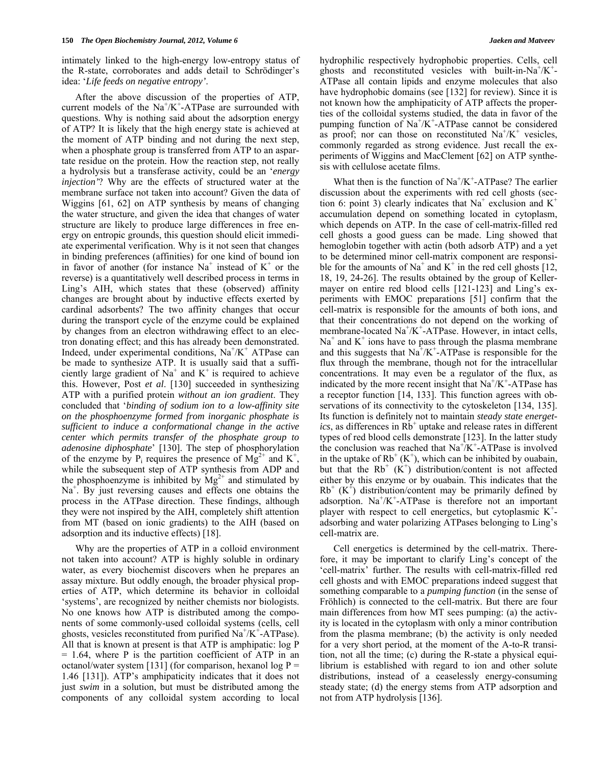intimately linked to the high-energy low-entropy status of the R-state, corroborates and adds detail to Schrödinger's idea: '*Life feeds on negative entropy'*.

After the above discussion of the properties of ATP, current models of the $Na^+/K^+$-ATPase are surrounded with questions. Why is nothing said about the adsorption energy of ATP? It is likely that the high energy state is achieved at the moment of ATP binding and not during the next step, when a phosphate group is transferred from ATP to an aspartate residue on the protein. How the reaction step, not really a hydrolysis but a transferase activity, could be an '*energy injection'*? Why are the effects of structured water at the membrane surface not taken into account? Given the data of Wiggins [61, 62] on ATP synthesis by means of changing the water structure, and given the idea that changes of water structure are likely to produce large differences in free energy on entropic grounds, this question should elicit immediate experimental verification. Why is it not seen that changes in binding preferences (affinities) for one kind of bound ion in favor of another (for instance $Na^+$ instead of $K^+$ or the reverse) is a quantitatively well described process in terms in Ling's AIH, which states that these (observed) affinity changes are brought about by inductive effects exerted by cardinal adsorbents? The two affinity changes that occur during the transport cycle of the enzyme could be explained by changes from an electron withdrawing effect to an electron donating effect; and this has already been demonstrated. Indeed, under experimental conditions, $Na^+/K^+$ ATPase can be made to synthesize ATP. It is usually said that a sufficiently large gradient of $Na^+$ and $K^+$ is required to achieve this. However, Post *et al*. [130] succeeded in synthesizing ATP with a purified protein *without an ion gradient*. They concluded that '*binding of sodium ion to a low-affinity site on the phosphoenzyme formed from inorganic phosphate is sufficient to induce a conformational change in the active center which permits transfer of the phosphate group to adenosine diphosphate*' [130]. The step of phosphorylation of the enzyme by $P_i$ requires the presence of $Mg^{2+}$ and $K^+$, while the subsequent step of ATP synthesis from ADP and the phosphoenzyme is inhibited by $Mg^{2+}$ and stimulated by $Na^+$. By just reversing causes and effects one obtains the process in the ATPase direction. These findings, although they were not inspired by the AIH, completely shift attention from MT (based on ionic gradients) to the AIH (based on adsorption and its inductive effects) [18].

Why are the properties of ATP in a colloid environment not taken into account? ATP is highly soluble in ordinary water, as every biochemist discovers when he prepares an assay mixture. But oddly enough, the broader physical properties of ATP, which determine its behavior in colloidal 'systems', are recognized by neither chemists nor biologists. No one knows how ATP is distributed among the components of some commonly-used colloidal systems (cells, cell ghosts, vesicles reconstituted from purified $Na^+/K^+$-ATPase). All that is known at present is that ATP is amphipatic: log P = 1.64, where P is the partition coefficient of ATP in an octanol/water system [131] (for comparison, hexanol log P = 1.46 [131]). ATP's amphipaticity indicates that it does not just *swim* in a solution, but must be distributed among the components of any colloidal system according to local hydrophilic respectively hydrophobic properties. Cells, cell ghosts and reconstituted vesicles with built-in-$Na^+/K^+$-ATPase all contain lipids and enzyme molecules that also have hydrophobic domains (see [132] for review). Since it is not known how the amphipaticity of ATP affects the properties of the colloidal systems studied, the data in favor of the pumping function of $Na^+/K^+$-ATPase cannot be considered as proof; nor can those on reconstituted $Na^+/K^+$ vesicles, commonly regarded as strong evidence. Just recall the experiments of Wiggins and MacClement [62] on ATP synthesis with cellulose acetate films.

What then is the function of $Na^+/K^+$-ATPase? The earlier discussion about the experiments with red cell ghosts (section 6: point 3) clearly indicates that $Na^+$ exclusion and $K^+$ accumulation depend on something located in cytoplasm, which depends on ATP. In the case of cell-matrix-filled red cell ghosts a good guess can be made. Ling showed that hemoglobin together with actin (both adsorb ATP) and a yet to be determined minor cell-matrix component are responsible for the amounts of $Na^+$ and $K^+$ in the red cell ghosts [12, 18, 19, 24-26]. The results obtained by the group of Kellermayer on entire red blood cells [121-123] and Ling's experiments with EMOC preparations [51] confirm that the cell-matrix is responsible for the amounts of both ions, and that their concentrations do not depend on the working of membrane-located $Na^+/K^+$-ATPase. However, in intact cells, $Na^+$ and $K^+$ ions have to pass through the plasma membrane and this suggests that $Na^+/K^+$-ATPase is responsible for the flux through the membrane, though not for the intracellular concentrations. It may even be a regulator of the flux, as indicated by the more recent insight that $Na^+/K^+$-ATPase has a receptor function [14, 133]. This function agrees with observations of its connectivity to the cytoskeleton [134, 135]. Its function is definitely not to maintain *steady state energetics*, as differences in $Rb^+$ uptake and release rates in different types of red blood cells demonstrate [123]. In the latter study the conclusion was reached that $Na^+/K^+$-ATPase is involved in the uptake of $Rb^+$ ($K^+$), which can be inhibited by ouabain, but that the $Rb^+$ ($K^+$) distribution/content is not affected either by this enzyme or by ouabain. This indicates that the $Rb^+$ ($K^+$) distribution/content may be primarily defined by adsorption. $Na^+/K^+$-ATPase is therefore not an important player with respect to cell energetics, but cytoplasmic $K^+$-adsorbing and water polarizing ATPases belonging to Ling's cell-matrix are.

Cell energetics is determined by the cell-matrix. Therefore, it may be important to clarify Ling's concept of the 'cell-matrix' further. The results with cell-matrix-filled red cell ghosts and with EMOC preparations indeed suggest that something comparable to a *pumping function* (in the sense of Fröhlich) is connected to the cell-matrix. But there are four main differences from how MT sees pumping: (a) the activity is located in the cytoplasm with only a minor contribution from the plasma membrane; (b) the activity is only needed for a very short period, at the moment of the A-to-R transition, not all the time; (c) during the R-state a physical equilibrium is established with regard to ion and other solute distributions, instead of a ceaselessly energy-consuming steady state; (d) the energy stems from ATP adsorption and not from ATP hydrolysis [136].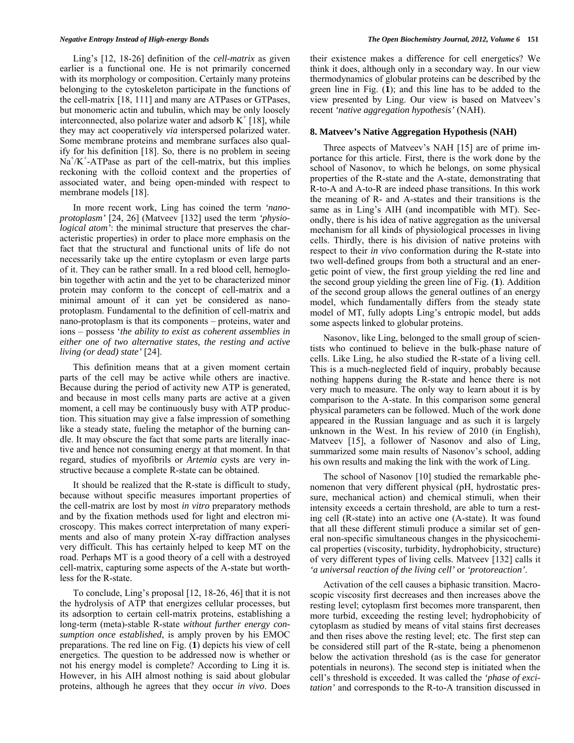Ling's [12, 18-26] definition of the *cell-matrix* as given earlier is a functional one. He is not primarily concerned with its morphology or composition. Certainly many proteins belonging to the cytoskeleton participate in the functions of the cell-matrix [18, 111] and many are ATPases or GTPases, but monomeric actin and tubulin, which may be only loosely interconnected, also polarize water and adsorb $K^+$ [18], while they may act cooperatively *via* interspersed polarized water. Some membrane proteins and membrane surfaces also qualify for his definition [18]. So, there is no problem in seeing $Na^+/K^+$-ATPase as part of the cell-matrix, but this implies reckoning with the colloid context and the properties of associated water, and being open-minded with respect to membrane models [18].

In more recent work, Ling has coined the term *'nano-protoplasm'* [24, 26] (Matveev [132] used the term *'physiological atom'*: the minimal structure that preserves the characteristic properties) in order to place more emphasis on the fact that the structural and functional units of life do not necessarily take up the entire cytoplasm or even large parts of it. They can be rather small. In a red blood cell, hemoglobin together with actin and the yet to be characterized minor protein may conform to the concept of cell-matrix and a minimal amount of it can yet be considered as nano-protoplasm. Fundamental to the definition of cell-matrix and nano-protoplasm is that its components – proteins, water and ions – possess '*the ability to exist as coherent assemblies in either one of two alternative states, the resting and active living (or dead) state'* [24].

This definition means that at a given moment certain parts of the cell may be active while others are inactive. Because during the period of activity new ATP is generated, and because in most cells many parts are active at a given moment, a cell may be continuously busy with ATP production. This situation may give a false impression of something like a steady state, fueling the metaphor of the burning candle. It may obscure the fact that some parts are literally inactive and hence not consuming energy at that moment. In that regard, studies of myofibrils or *Artemia* cysts are very instructive because a complete R-state can be obtained.

It should be realized that the R-state is difficult to study, because without specific measures important properties of the cell-matrix are lost by most *in vitro* preparatory methods and by the fixation methods used for light and electron microscopy. This makes correct interpretation of many experiments and also of many protein X-ray diffraction analyses very difficult. This has certainly helped to keep MT on the road. Perhaps MT is a good theory of a cell with a destroyed cell-matrix, capturing some aspects of the A-state but worthless for the R-state.

To conclude, Ling's proposal [12, 18-26, 46] that it is not the hydrolysis of ATP that energizes cellular processes, but its adsorption to certain cell-matrix proteins, establishing a long-term (meta)-stable R-state *without further energy consumption once established*, is amply proven by his EMOC preparations. The red line on Fig. (**1**) depicts his view of cell energetics. The question to be addressed now is whether or not his energy model is complete? According to Ling it is. However, in his AIH almost nothing is said about globular proteins, although he agrees that they occur *in vivo*. Does their existence makes a difference for cell energetics? We think it does, although only in a secondary way. In our view thermodynamics of globular proteins can be described by the green line in Fig. (**1**); and this line has to be added to the view presented by Ling. Our view is based on Matveev's recent *'native aggregation hypothesis'* (NAH).

## 8. Matveev's Native Aggregation Hypothesis (NAH)

Three aspects of Matveev's NAH [15] are of prime importance for this article. First, there is the work done by the school of Nasonov, to which he belongs, on some physical properties of the R-state and the A-state, demonstrating that R-to-A and A-to-R are indeed phase transitions. In this work the meaning of R- and A-states and their transitions is the same as in Ling's AIH (and incompatible with MT). Secondly, there is his idea of native aggregation as the universal mechanism for all kinds of physiological processes in living cells. Thirdly, there is his division of native proteins with respect to their *in vivo* conformation during the R-state into two well-defined groups from both a structural and an energetic point of view, the first group yielding the red line and the second group yielding the green line of Fig. (**1**). Addition of the second group allows the general outlines of an energy model, which fundamentally differs from the steady state model of MT, fully adopts Ling's entropic model, but adds some aspects linked to globular proteins.

Nasonov, like Ling, belonged to the small group of scientists who continued to believe in the bulk-phase nature of cells. Like Ling, he also studied the R-state of a living cell. This is a much-neglected field of inquiry, probably because nothing happens during the R-state and hence there is not very much to measure. The only way to learn about it is by comparison to the A-state. In this comparison some general physical parameters can be followed. Much of the work done appeared in the Russian language and as such it is largely unknown in the West. In his review of 2010 (in English), Matveev [15], a follower of Nasonov and also of Ling, summarized some main results of Nasonov's school, adding his own results and making the link with the work of Ling.

The school of Nasonov [10] studied the remarkable phenomenon that very different physical (pH, hydrostatic pressure, mechanical action) and chemical stimuli, when their intensity exceeds a certain threshold, are able to turn a resting cell (R-state) into an active one (A-state). It was found that all these different stimuli produce a similar set of general non-specific simultaneous changes in the physicochemical properties (viscosity, turbidity, hydrophobicity, structure) of very different types of living cells. Matveev [132] calls it *'a universal reaction of the living cell'* or *'protoreaction'*.

Activation of the cell causes a biphasic transition. Macroscopic viscosity first decreases and then increases above the resting level; cytoplasm first becomes more transparent, then more turbid, exceeding the resting level; hydrophobicity of cytoplasm as studied by means of vital stains first decreases and then rises above the resting level; etc. The first step can be considered still part of the R-state, being a phenomenon below the activation threshold (as is the case for generator potentials in neurons). The second step is initiated when the cell's threshold is exceeded. It was called the *'phase of excitation'* and corresponds to the R-to-A transition discussed in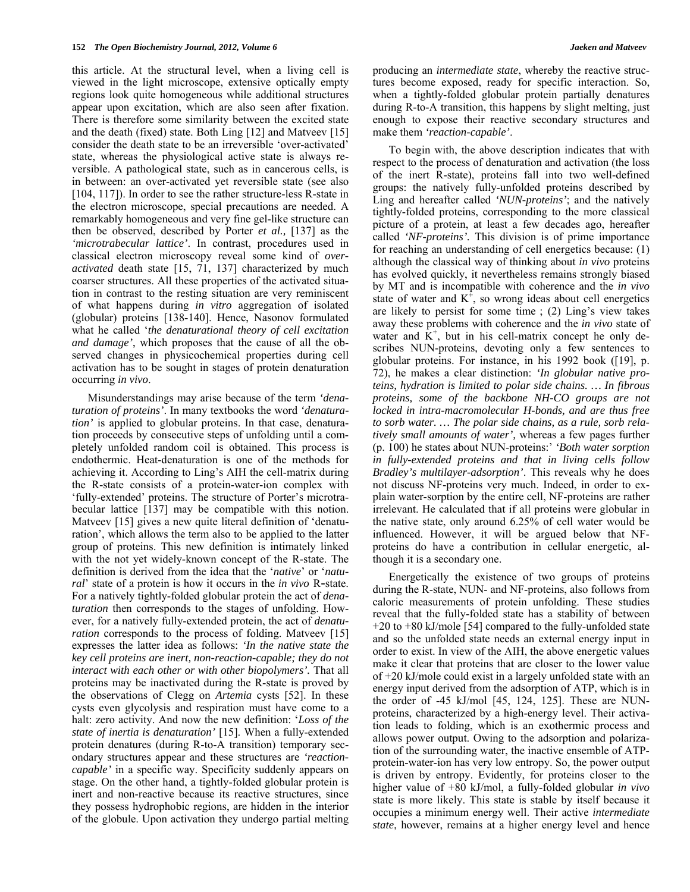this article. At the structural level, when a living cell is viewed in the light microscope, extensive optically empty regions look quite homogeneous while additional structures appear upon excitation, which are also seen after fixation. There is therefore some similarity between the excited state and the death (fixed) state. Both Ling [12] and Matveev [15] consider the death state to be an irreversible 'over-activated' state, whereas the physiological active state is always reversible. A pathological state, such as in cancerous cells, is in between: an over-activated yet reversible state (see also [104, 117]). In order to see the rather structure-less R-state in the electron microscope, special precautions are needed. A remarkably homogeneous and very fine gel-like structure can then be observed, described by Porter *et al.,* [137] as the *'microtrabecular lattice'*. In contrast, procedures used in classical electron microscopy reveal some kind of *over-activated* death state [15, 71, 137] characterized by much coarser structures. All these properties of the activated situation in contrast to the resting situation are very reminiscent of what happens during *in vitro* aggregation of isolated (globular) proteins [138-140]. Hence, Nasonov formulated what he called '*the denaturational theory of cell excitation and damage'*, which proposes that the cause of all the observed changes in physicochemical properties during cell activation has to be sought in stages of protein denaturation occurring *in vivo*.

Misunderstandings may arise because of the term *'denaturation of proteins'*. In many textbooks the word *'denaturation'* is applied to globular proteins. In that case, denaturation proceeds by consecutive steps of unfolding until a completely unfolded random coil is obtained. This process is endothermic. Heat-denaturation is one of the methods for achieving it. According to Ling's AIH the cell-matrix during the R-state consists of a protein-water-ion complex with 'fully-extended' proteins. The structure of Porter's microtrabecular lattice [137] may be compatible with this notion. Matveev [15] gives a new quite literal definition of 'denaturation', which allows the term also to be applied to the latter group of proteins. This new definition is intimately linked with the not yet widely-known concept of the R-state. The definition is derived from the idea that the '*native*' or '*natural*' state of a protein is how it occurs in the *in vivo* R-state. For a natively tightly-folded globular protein the act of *denaturation* then corresponds to the stages of unfolding. However, for a natively fully-extended protein, the act of *denaturation* corresponds to the process of folding. Matveev [15] expresses the latter idea as follows: *'In the native state the key cell proteins are inert, non-reaction-capable; they do not interact with each other or with other biopolymers'.* That all proteins may be inactivated during the R-state is proved by the observations of Clegg on *Artemia* cysts [52]. In these cysts even glycolysis and respiration must have come to a halt: zero activity. And now the new definition: '*Loss of the state of inertia is denaturation'* [15]. When a fully-extended protein denatures (during R-to-A transition) temporary secondary structures appear and these structures are *'reaction-capable'* in a specific way. Specificity suddenly appears on stage. On the other hand, a tightly-folded globular protein is inert and non-reactive because its reactive structures, since they possess hydrophobic regions, are hidden in the interior of the globule. Upon activation they undergo partial melting producing an *intermediate state*, whereby the reactive structures become exposed, ready for specific interaction. So, when a tightly-folded globular protein partially denatures during R-to-A transition, this happens by slight melting, just enough to expose their reactive secondary structures and make them *'reaction-capable'*.

To begin with, the above description indicates that with respect to the process of denaturation and activation (the loss of the inert R-state), proteins fall into two well-defined groups: the natively fully-unfolded proteins described by Ling and hereafter called *'NUN-proteins'*; and the natively tightly-folded proteins, corresponding to the more classical picture of a protein, at least a few decades ago, hereafter called *'NF-proteins'.* This division is of prime importance for reaching an understanding of cell energetics because: (1) although the classical way of thinking about *in vivo* proteins has evolved quickly, it nevertheless remains strongly biased by MT and is incompatible with coherence and the *in vivo* state of water and $K^+$, so wrong ideas about cell energetics are likely to persist for some time ; (2) Ling's view takes away these problems with coherence and the *in vivo* state of water and $K^+$, but in his cell-matrix concept he only describes NUN-proteins, devoting only a few sentences to globular proteins. For instance, in his 1992 book ([19], p. 72), he makes a clear distinction: *'In globular native proteins, hydration is limited to polar side chains. … In fibrous proteins, some of the backbone NH-CO groups are not locked in intra-macromolecular H-bonds, and are thus free to sorb water. … The polar side chains, as a rule, sorb relatively small amounts of water',* whereas a few pages further (p. 100) he states about NUN-proteins:' *'Both water sorption in fully-extended proteins and that in living cells follow Bradley's multilayer-adsorption'*. This reveals why he does not discuss NF-proteins very much. Indeed, in order to explain water-sorption by the entire cell, NF-proteins are rather irrelevant. He calculated that if all proteins were globular in the native state, only around 6.25% of cell water would be influenced. However, it will be argued below that NF-proteins do have a contribution in cellular energetic, although it is a secondary one.

Energetically the existence of two groups of proteins during the R-state, NUN- and NF-proteins, also follows from caloric measurements of protein unfolding. These studies reveal that the fully-folded state has a stability of between +20 to +80 kJ/mole [54] compared to the fully-unfolded state and so the unfolded state needs an external energy input in order to exist. In view of the AIH, the above energetic values make it clear that proteins that are closer to the lower value of +20 kJ/mole could exist in a largely unfolded state with an energy input derived from the adsorption of ATP, which is in the order of -45 kJ/mol [45, 124, 125]. These are NUN-proteins, characterized by a high-energy level. Their activation leads to folding, which is an exothermic process and allows power output. Owing to the adsorption and polarization of the surrounding water, the inactive ensemble of ATP-protein-water-ion has very low entropy. So, the power output is driven by entropy. Evidently, for proteins closer to the higher value of +80 kJ/mol, a fully-folded globular *in vivo* state is more likely. This state is stable by itself because it occupies a minimum energy well. Their active *intermediate state*, however, remains at a higher energy level and hence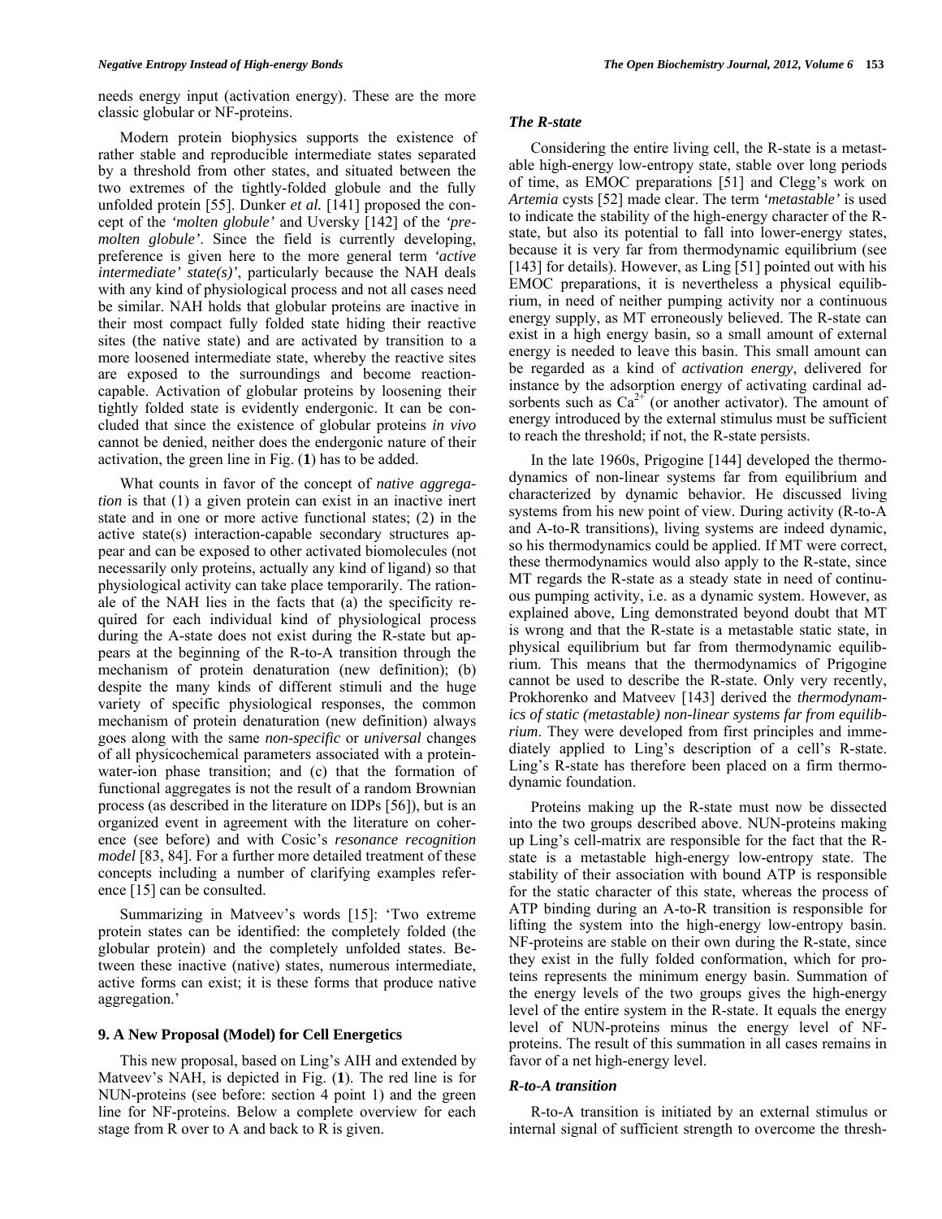needs energy input (activation energy). These are the more classic globular or NF-proteins.

Modern protein biophysics supports the existence of rather stable and reproducible intermediate states separated by a threshold from other states, and situated between the two extremes of the tightly-folded globule and the fully unfolded protein [55]. Dunker *et al.* [141] proposed the concept of the *'molten globule'* and Uversky [142] of the *'pre-molten globule'*. Since the field is currently developing, preference is given here to the more general term *'active intermediate' state(s)'*, particularly because the NAH deals with any kind of physiological process and not all cases need be similar. NAH holds that globular proteins are inactive in their most compact fully folded state hiding their reactive sites (the native state) and are activated by transition to a more loosened intermediate state, whereby the reactive sites are exposed to the surroundings and become reaction-capable. Activation of globular proteins by loosening their tightly folded state is evidently endergonic. It can be concluded that since the existence of globular proteins *in vivo* cannot be denied, neither does the endergonic nature of their activation, the green line in Fig. (**1**) has to be added.

What counts in favor of the concept of *native aggregation* is that (1) a given protein can exist in an inactive inert state and in one or more active functional states; (2) in the active state(s) interaction-capable secondary structures appear and can be exposed to other activated biomolecules (not necessarily only proteins, actually any kind of ligand) so that physiological activity can take place temporarily. The rationale of the NAH lies in the facts that (a) the specificity required for each individual kind of physiological process during the A-state does not exist during the R-state but appears at the beginning of the R-to-A transition through the mechanism of protein denaturation (new definition); (b) despite the many kinds of different stimuli and the huge variety of specific physiological responses, the common mechanism of protein denaturation (new definition) always goes along with the same *non-specific* or *universal* changes of all physicochemical parameters associated with a protein-water-ion phase transition; and (c) that the formation of functional aggregates is not the result of a random Brownian process (as described in the literature on IDPs [56]), but is an organized event in agreement with the literature on coherence (see before) and with Cosic's *resonance recognition model* [83, 84]. For a further more detailed treatment of these concepts including a number of clarifying examples reference [15] can be consulted.

Summarizing in Matveev's words [15]: 'Two extreme protein states can be identified: the completely folded (the globular protein) and the completely unfolded states. Between these inactive (native) states, numerous intermediate, active forms can exist; it is these forms that produce native aggregation.'

## 9. A New Proposal (Model) for Cell Energetics

This new proposal, based on Ling's AIH and extended by Matveev's NAH, is depicted in Fig. (**1**). The red line is for NUN-proteins (see before: section 4 point 1) and the green line for NF-proteins. Below a complete overview for each stage from R over to A and back to R is given.

### *The R-state*

Considering the entire living cell, the R-state is a metastable high-energy low-entropy state, stable over long periods of time, as EMOC preparations [51] and Clegg's work on *Artemia* cysts [52] made clear. The term *'metastable'* is used to indicate the stability of the high-energy character of the R-state, but also its potential to fall into lower-energy states, because it is very far from thermodynamic equilibrium (see [143] for details). However, as Ling [51] pointed out with his EMOC preparations, it is nevertheless a physical equilibrium, in need of neither pumping activity nor a continuous energy supply, as MT erroneously believed. The R-state can exist in a high energy basin, so a small amount of external energy is needed to leave this basin. This small amount can be regarded as a kind of *activation energy*, delivered for instance by the adsorption energy of activating cardinal adsorbents such as $Ca^{2+}$ (or another activator). The amount of energy introduced by the external stimulus must be sufficient to reach the threshold; if not, the R-state persists.

In the late 1960s, Prigogine [144] developed the thermodynamics of non-linear systems far from equilibrium and characterized by dynamic behavior. He discussed living systems from his new point of view. During activity (R-to-A and A-to-R transitions), living systems are indeed dynamic, so his thermodynamics could be applied. If MT were correct, these thermodynamics would also apply to the R-state, since MT regards the R-state as a steady state in need of continuous pumping activity, i.e. as a dynamic system. However, as explained above, Ling demonstrated beyond doubt that MT is wrong and that the R-state is a metastable static state, in physical equilibrium but far from thermodynamic equilibrium. This means that the thermodynamics of Prigogine cannot be used to describe the R-state. Only very recently, Prokhorenko and Matveev [143] derived the *thermodynamics of static (metastable) non-linear systems far from equilibrium*. They were developed from first principles and immediately applied to Ling's description of a cell's R-state. Ling's R-state has therefore been placed on a firm thermodynamic foundation.

Proteins making up the R-state must now be dissected into the two groups described above. NUN-proteins making up Ling's cell-matrix are responsible for the fact that the R-state is a metastable high-energy low-entropy state. The stability of their association with bound ATP is responsible for the static character of this state, whereas the process of ATP binding during an A-to-R transition is responsible for lifting the system into the high-energy low-entropy basin. NF-proteins are stable on their own during the R-state, since they exist in the fully folded conformation, which for proteins represents the minimum energy basin. Summation of the energy levels of the two groups gives the high-energy level of the entire system in the R-state. It equals the energy level of NUN-proteins minus the energy level of NF-proteins. The result of this summation in all cases remains in favor of a net high-energy level.

### *R-to-A transition*

R-to-A transition is initiated by an external stimulus or internal signal of sufficient strength to overcome the thresh-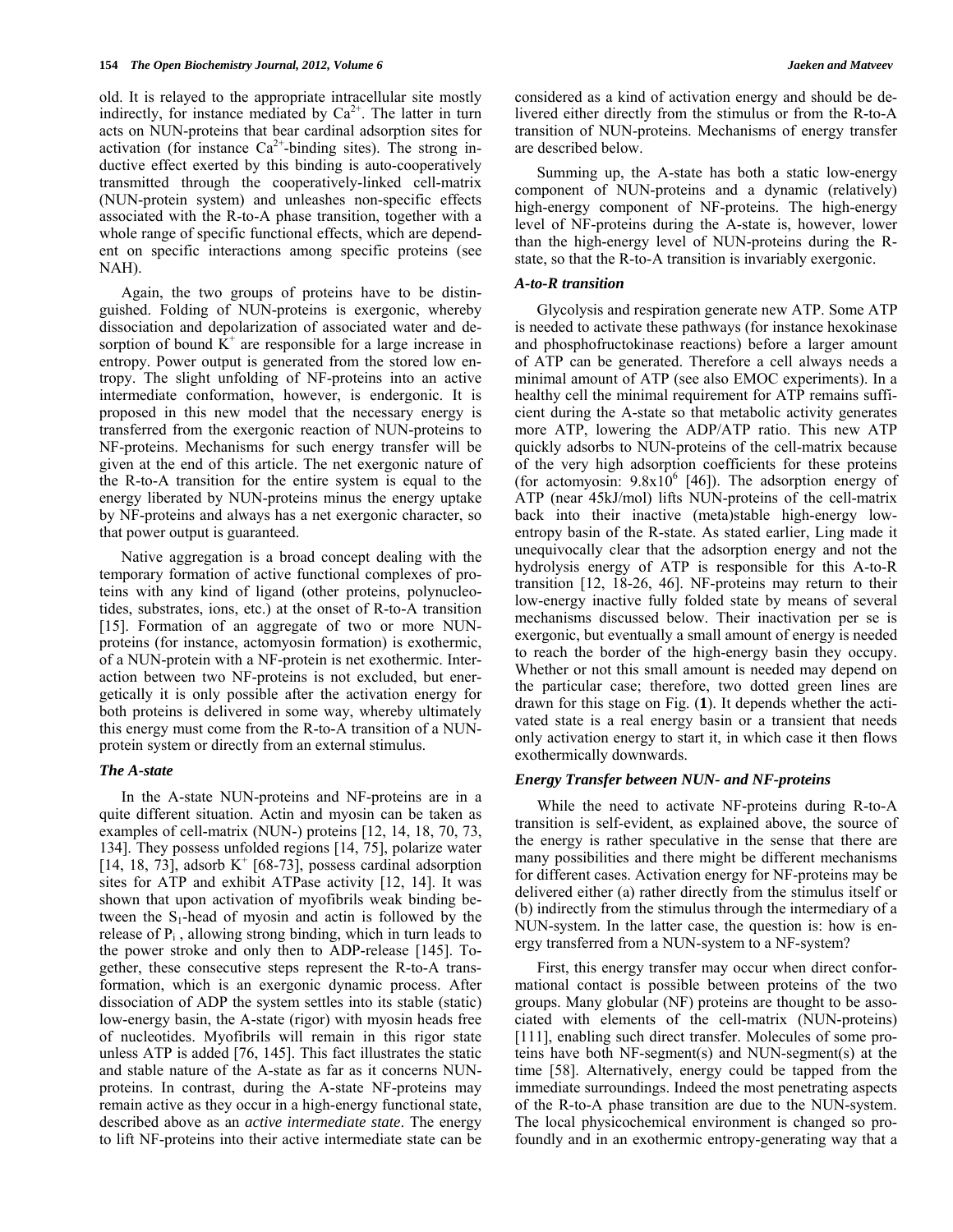old. It is relayed to the appropriate intracellular site mostly indirectly, for instance mediated by $Ca^{2+}$. The latter in turn acts on NUN-proteins that bear cardinal adsorption sites for activation (for instance $Ca^{2+}$-binding sites). The strong inductive effect exerted by this binding is auto-cooperatively transmitted through the cooperatively-linked cell-matrix (NUN-protein system) and unleashes non-specific effects associated with the R-to-A phase transition, together with a whole range of specific functional effects, which are dependent on specific interactions among specific proteins (see NAH).

Again, the two groups of proteins have to be distinguished. Folding of NUN-proteins is exergonic, whereby dissociation and depolarization of associated water and desorption of bound $K^+$ are responsible for a large increase in entropy. Power output is generated from the stored low entropy. The slight unfolding of NF-proteins into an active intermediate conformation, however, is endergonic. It is proposed in this new model that the necessary energy is transferred from the exergonic reaction of NUN-proteins to NF-proteins. Mechanisms for such energy transfer will be given at the end of this article. The net exergonic nature of the R-to-A transition for the entire system is equal to the energy liberated by NUN-proteins minus the energy uptake by NF-proteins and always has a net exergonic character, so that power output is guaranteed.

Native aggregation is a broad concept dealing with the temporary formation of active functional complexes of proteins with any kind of ligand (other proteins, polynucleotides, substrates, ions, etc.) at the onset of R-to-A transition [15]. Formation of an aggregate of two or more NUN-proteins (for instance, actomyosin formation) is exothermic, of a NUN-protein with a NF-protein is net exothermic. Interaction between two NF-proteins is not excluded, but energetically it is only possible after the activation energy for both proteins is delivered in some way, whereby ultimately this energy must come from the R-to-A transition of a NUN-protein system or directly from an external stimulus.

### *The A-state*

In the A-state NUN-proteins and NF-proteins are in a quite different situation. Actin and myosin can be taken as examples of cell-matrix (NUN-) proteins [12, 14, 18, 70, 73, 134]. They possess unfolded regions [14, 75], polarize water [14, 18, 73], adsorb $K^+$ [68-73], possess cardinal adsorption sites for ATP and exhibit ATPase activity [12, 14]. It was shown that upon activation of myofibrils weak binding between the $S_1$-head of myosin and actin is followed by the release of $P_i$, allowing strong binding, which in turn leads to the power stroke and only then to ADP-release [145]. Together, these consecutive steps represent the R-to-A transformation, which is an exergonic dynamic process. After dissociation of ADP the system settles into its stable (static) low-energy basin, the A-state (rigor) with myosin heads free of nucleotides. Myofibrils will remain in this rigor state unless ATP is added [76, 145]. This fact illustrates the static and stable nature of the A-state as far as it concerns NUN-proteins. In contrast, during the A-state NF-proteins may remain active as they occur in a high-energy functional state, described above as an *active intermediate state*. The energy to lift NF-proteins into their active intermediate state can be considered as a kind of activation energy and should be delivered either directly from the stimulus or from the R-to-A transition of NUN-proteins. Mechanisms of energy transfer are described below.

Summing up, the A-state has both a static low-energy component of NUN-proteins and a dynamic (relatively) high-energy component of NF-proteins. The high-energy level of NF-proteins during the A-state is, however, lower than the high-energy level of NUN-proteins during the R-state, so that the R-to-A transition is invariably exergonic.

### *A-to-R transition*

Glycolysis and respiration generate new ATP. Some ATP is needed to activate these pathways (for instance hexokinase and phosphofructokinase reactions) before a larger amount of ATP can be generated. Therefore a cell always needs a minimal amount of ATP (see also EMOC experiments). In a healthy cell the minimal requirement for ATP remains sufficient during the A-state so that metabolic activity generates more ATP, lowering the ADP/ATP ratio. This new ATP quickly adsorbs to NUN-proteins of the cell-matrix because of the very high adsorption coefficients for these proteins (for actomyosin: $9.8 \times 10^6$ [46]). The adsorption energy of ATP (near 45kJ/mol) lifts NUN-proteins of the cell-matrix back into their inactive (meta)stable high-energy low-entropy basin of the R-state. As stated earlier, Ling made it unequivocally clear that the adsorption energy and not the hydrolysis energy of ATP is responsible for this A-to-R transition [12, 18-26, 46]. NF-proteins may return to their low-energy inactive fully folded state by means of several mechanisms discussed below. Their inactivation per se is exergonic, but eventually a small amount of energy is needed to reach the border of the high-energy basin they occupy. Whether or not this small amount is needed may depend on the particular case; therefore, two dotted green lines are drawn for this stage on Fig. (**1**). It depends whether the activated state is a real energy basin or a transient that needs only activation energy to start it, in which case it then flows exothermically downwards.

### *Energy Transfer between NUN- and NF-proteins*

While the need to activate NF-proteins during R-to-A transition is self-evident, as explained above, the source of the energy is rather speculative in the sense that there are many possibilities and there might be different mechanisms for different cases. Activation energy for NF-proteins may be delivered either (a) rather directly from the stimulus itself or (b) indirectly from the stimulus through the intermediary of a NUN-system. In the latter case, the question is: how is energy transferred from a NUN-system to a NF-system?

First, this energy transfer may occur when direct conformational contact is possible between proteins of the two groups. Many globular (NF) proteins are thought to be associated with elements of the cell-matrix (NUN-proteins) [111], enabling such direct transfer. Molecules of some proteins have both NF-segment(s) and NUN-segment(s) at the time [58]. Alternatively, energy could be tapped from the immediate surroundings. Indeed the most penetrating aspects of the R-to-A phase transition are due to the NUN-system. The local physicochemical environment is changed so profoundly and in an exothermic entropy-generating way that a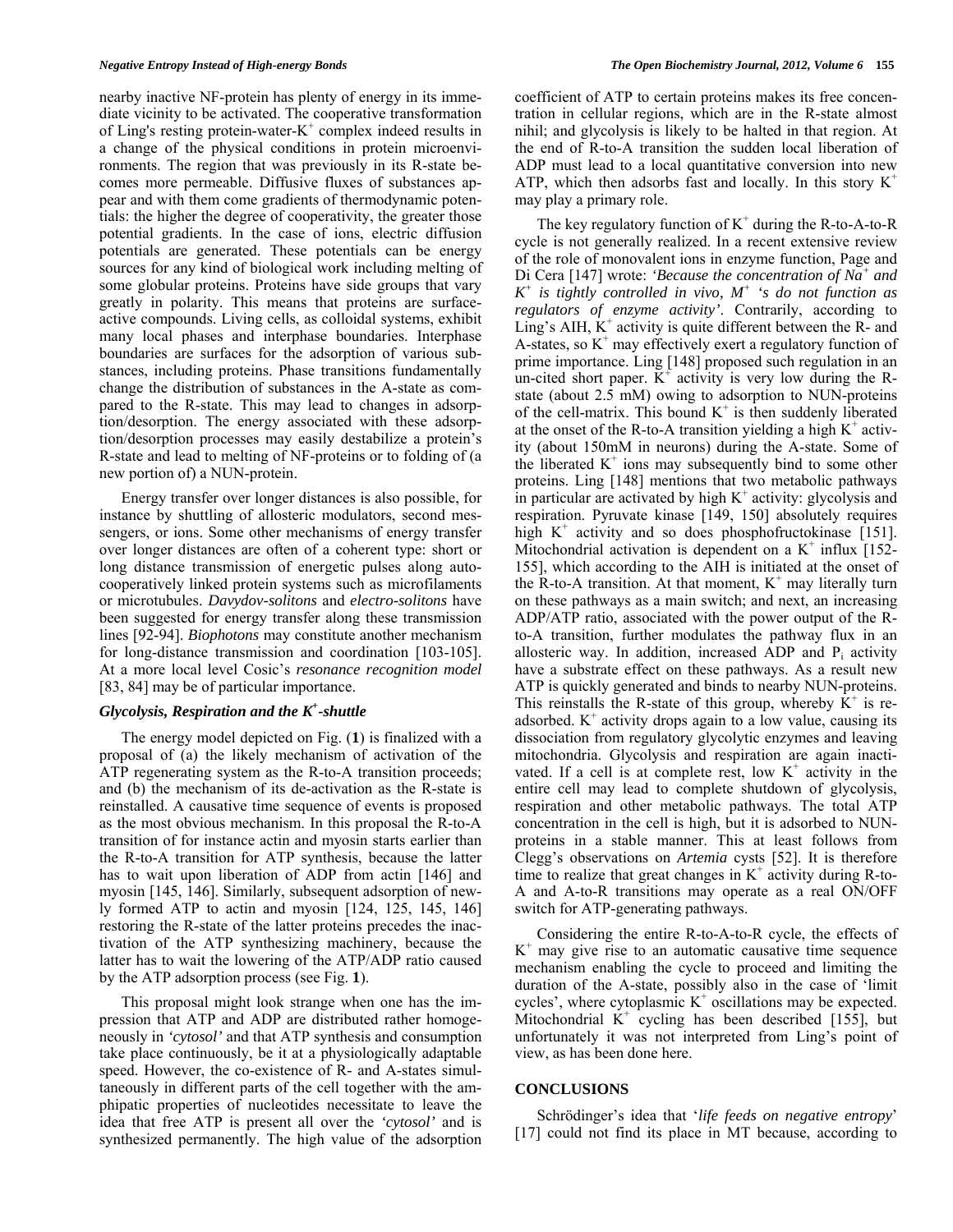nearby inactive NF-protein has plenty of energy in its immediate vicinity to be activated. The cooperative transformation of Ling's resting protein-water-$K^+$ complex indeed results in a change of the physical conditions in protein microenvironments. The region that was previously in its R-state becomes more permeable. Diffusive fluxes of substances appear and with them come gradients of thermodynamic potentials: the higher the degree of cooperativity, the greater those potential gradients. In the case of ions, electric diffusion potentials are generated. These potentials can be energy sources for any kind of biological work including melting of some globular proteins. Proteins have side groups that vary greatly in polarity. This means that proteins are surface-active compounds. Living cells, as colloidal systems, exhibit many local phases and interphase boundaries. Interphase boundaries are surfaces for the adsorption of various substances, including proteins. Phase transitions fundamentally change the distribution of substances in the A-state as compared to the R-state. This may lead to changes in adsorption/desorption. The energy associated with these adsorption/desorption processes may easily destabilize a protein's R-state and lead to melting of NF-proteins or to folding of (a new portion of) a NUN-protein.

Energy transfer over longer distances is also possible, for instance by shuttling of allosteric modulators, second messengers, or ions. Some other mechanisms of energy transfer over longer distances are often of a coherent type: short or long distance transmission of energetic pulses along auto-cooperatively linked protein systems such as microfilaments or microtubules. *Davydov-solitons* and *electro-solitons* have been suggested for energy transfer along these transmission lines [92-94]. *Biophotons* may constitute another mechanism for long-distance transmission and coordination [103-105]. At a more local level Cosic's *resonance recognition model* [83, 84] may be of particular importance.

### *Glycolysis, Respiration and the $K^+$-shuttle*

The energy model depicted on Fig. (**1**) is finalized with a proposal of (a) the likely mechanism of activation of the ATP regenerating system as the R-to-A transition proceeds; and (b) the mechanism of its de-activation as the R-state is reinstalled. A causative time sequence of events is proposed as the most obvious mechanism. In this proposal the R-to-A transition of for instance actin and myosin starts earlier than the R-to-A transition for ATP synthesis, because the latter has to wait upon liberation of ADP from actin [146] and myosin [145, 146]. Similarly, subsequent adsorption of newly formed ATP to actin and myosin [124, 125, 145, 146] restoring the R-state of the latter proteins precedes the inactivation of the ATP synthesizing machinery, because the latter has to wait the lowering of the ATP/ADP ratio caused by the ATP adsorption process (see Fig. **1**).

This proposal might look strange when one has the impression that ATP and ADP are distributed rather homogeneously in *'cytosol'* and that ATP synthesis and consumption take place continuously, be it at a physiologically adaptable speed. However, the co-existence of R- and A-states simultaneously in different parts of the cell together with the amphipatic properties of nucleotides necessitate to leave the idea that free ATP is present all over the *'cytosol'* and is synthesized permanently. The high value of the adsorption coefficient of ATP to certain proteins makes its free concentration in cellular regions, which are in the R-state almost nihil; and glycolysis is likely to be halted in that region. At the end of R-to-A transition the sudden local liberation of ADP must lead to a local quantitative conversion into new ATP, which then adsorbs fast and locally. In this story $K^+$ may play a primary role.

The key regulatory function of $K^+$ during the R-to-A-to-R cycle is not generally realized. In a recent extensive review of the role of monovalent ions in enzyme function, Page and Di Cera [147] wrote: *'Because the concentration of $Na^+$ and $K^+$ is tightly controlled in vivo, $M^+$ 's do not function as regulators of enzyme activity'*. Contrarily, according to Ling's AIH, $K^+$ activity is quite different between the R- and A-states, so $K^+$ may effectively exert a regulatory function of prime importance. Ling [148] proposed such regulation in an un-cited short paper. $K^+$ activity is very low during the R-state (about 2.5 mM) owing to adsorption to NUN-proteins of the cell-matrix. This bound $K^+$ is then suddenly liberated at the onset of the R-to-A transition yielding a high $K^+$ activity (about 150mM in neurons) during the A-state. Some of the liberated $K^+$ ions may subsequently bind to some other proteins. Ling [148] mentions that two metabolic pathways in particular are activated by high $K^+$ activity: glycolysis and respiration. Pyruvate kinase [149, 150] absolutely requires high $K^+$ activity and so does phosphofructokinase [151]. Mitochondrial activation is dependent on a $K^+$ influx [152-155], which according to the AIH is initiated at the onset of the R-to-A transition. At that moment, $K^+$ may literally turn on these pathways as a main switch; and next, an increasing ADP/ATP ratio, associated with the power output of the R-to-A transition, further modulates the pathway flux in an allosteric way. In addition, increased ADP and $P_i$ activity have a substrate effect on these pathways. As a result new ATP is quickly generated and binds to nearby NUN-proteins. This reinstalls the R-state of this group, whereby $K^+$ is re-adsorbed. $K^+$ activity drops again to a low value, causing its dissociation from regulatory glycolytic enzymes and leaving mitochondria. Glycolysis and respiration are again inactivated. If a cell is at complete rest, low $K^+$ activity in the entire cell may lead to complete shutdown of glycolysis, respiration and other metabolic pathways. The total ATP concentration in the cell is high, but it is adsorbed to NUN-proteins in a stable manner. This at least follows from Clegg's observations on *Artemia* cysts [52]. It is therefore time to realize that great changes in $K^+$ activity during R-to-A and A-to-R transitions may operate as a real ON/OFF switch for ATP-generating pathways.

Considering the entire R-to-A-to-R cycle, the effects of $K^+$ may give rise to an automatic causative time sequence mechanism enabling the cycle to proceed and limiting the duration of the A-state, possibly also in the case of 'limit cycles', where cytoplasmic $K^+$ oscillations may be expected. Mitochondrial $K^+$ cycling has been described [155], but unfortunately it was not interpreted from Ling's point of view, as has been done here.

## CONCLUSIONS

Schrödinger's idea that '*life feeds on negative entropy*' [17] could not find its place in MT because, according to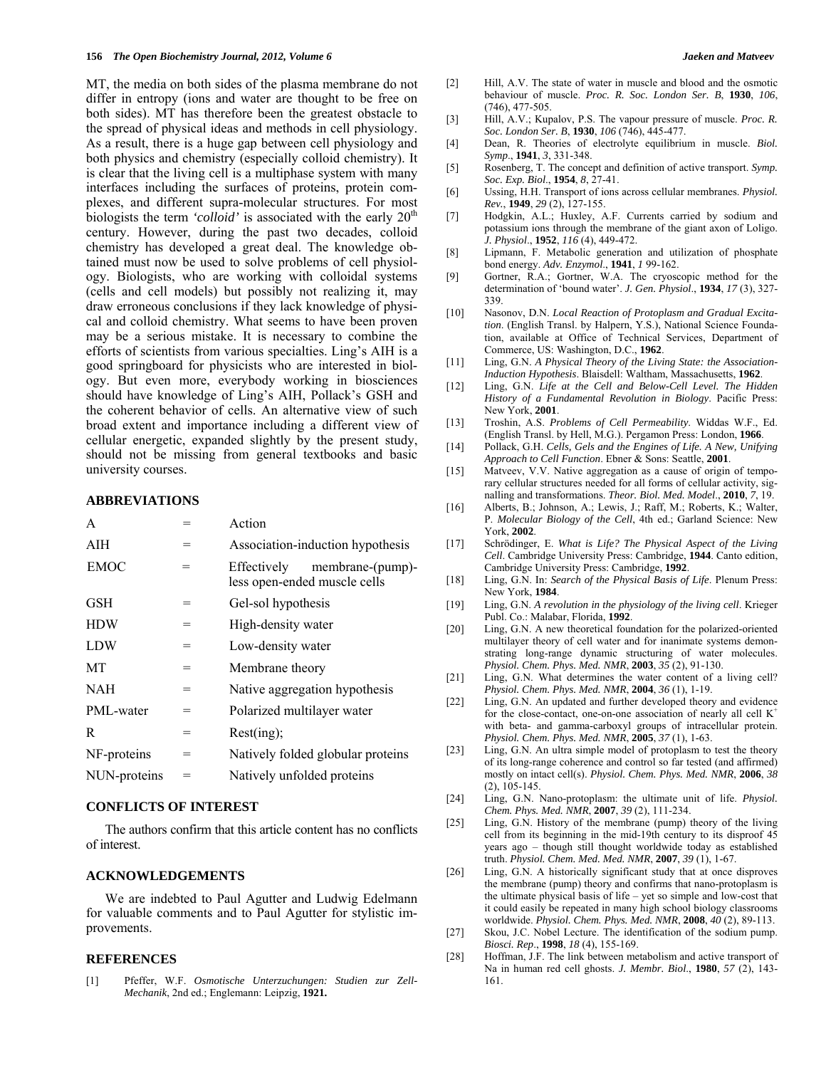MT, the media on both sides of the plasma membrane do not differ in entropy (ions and water are thought to be free on both sides). MT has therefore been the greatest obstacle to the spread of physical ideas and methods in cell physiology. As a result, there is a huge gap between cell physiology and both physics and chemistry (especially colloid chemistry). It is clear that the living cell is a multiphase system with many interfaces including the surfaces of proteins, protein complexes, and different supra-molecular structures. For most biologists the term *'colloid'* is associated with the early 20$^{th}$ century. However, during the past two decades, colloid chemistry has developed a great deal. The knowledge obtained must now be used to solve problems of cell physiology. Biologists, who are working with colloidal systems (cells and cell models) but possibly not realizing it, may draw erroneous conclusions if they lack knowledge of physical and colloid chemistry. What seems to have been proven may be a serious mistake. It is necessary to combine the efforts of scientists from various specialties. Ling's AIH is a good springboard for physicists who are interested in biology. But even more, everybody working in biosciences should have knowledge of Ling's AIH, Pollack's GSH and the coherent behavior of cells. An alternative view of such broad extent and importance including a different view of cellular energetic, expanded slightly by the present study, should not be missing from general textbooks and basic university courses.

## ABBREVIATIONS

| | | |
|---|---|---|
| A | = | Action |
| AIH | = | Association-induction hypothesis |
| EMOC | = | Effectively membrane-(pump)-less open-ended muscle cells |
| GSH | = | Gel-sol hypothesis |
| HDW | = | High-density water |
| LDW | = | Low-density water |
| MT | = | Membrane theory |
| NAH | = | Native aggregation hypothesis |
| PML-water | = | Polarized multilayer water |
| R | = | Rest(ing); |
| NF-proteins | = | Natively folded globular proteins |
| NUN-proteins | = | Natively unfolded proteins |

## CONFLICTS OF INTEREST

The authors confirm that this article content has no conflicts of interest.

## ACKNOWLEDGEMENTS

We are indebted to Paul Agutter and Ludwig Edelmann for valuable comments and to Paul Agutter for stylistic improvements.

## REFERENCES

[1] Pfeffer, W.F. *Osmotische Unterzuchungen: Studien zur Zell-Mechanik*, 2nd ed.; Englemann: Leipzig, **1921.**

[2] Hill, A.V. The state of water in muscle and blood and the osmotic behaviour of muscle. *Proc. R. Soc. London Ser. B*, **1930**, *106*, (746), 477-505.

[3] Hill, A.V.; Kupalov, P.S. The vapour pressure of muscle. *Proc. R. Soc. London Ser. B*, **1930**, *106* (746), 445-477.

[4] Dean, R. Theories of electrolyte equilibrium in muscle. *Biol. Symp*., **1941**, *3*, 331-348.

[5] Rosenberg, T. The concept and definition of active transport. *Symp. Soc. Exp. Biol*., **1954**, *8*, 27-41.

[6] Ussing, H.H. Transport of ions across cellular membranes. *Physiol. Rev.*, **1949**, *29* (2), 127-155.

[7] Hodgkin, A.L.; Huxley, A.F. Currents carried by sodium and potassium ions through the membrane of the giant axon of Loligo. *J. Physiol*., **1952**, *116* (4), 449-472.

[8] Lipmann, F. Metabolic generation and utilization of phosphate bond energy. *Adv. Enzymol*., **1941**, *1* 99-162.

[9] Gortner, R.A.; Gortner, W.A. The cryoscopic method for the determination of 'bound water'. *J. Gen. Physiol*., **1934**, *17* (3), 327-339.

[10] Nasonov, D.N. *Local Reaction of Protoplasm and Gradual Excitation*. (English Transl. by Halpern, Y.S.), National Science Foundation, available at Office of Technical Services, Department of Commerce, US: Washington, D.C., **1962**.

[11] Ling, G.N. *A Physical Theory of the Living State: the Association-Induction Hypothesis*. Blaisdell: Waltham, Massachusetts, **1962**.

[12] Ling, G.N. *Life at the Cell and Below-Cell Level. The Hidden History of a Fundamental Revolution in Biology*. Pacific Press: New York, **2001**.

[13] Troshin, A.S. *Problems of Cell Permeability*. Widdas W.F., Ed. (English Transl. by Hell, M.G.). Pergamon Press: London, **1966**.

[14] Pollack, G.H. *Cells, Gels and the Engines of Life. A New, Unifying Approach to Cell Function*. Ebner & Sons: Seattle, **2001**.

[15] Matveev, V.V. Native aggregation as a cause of origin of temporary cellular structures needed for all forms of cellular activity, signalling and transformations. *Theor. Biol. Med. Model*., **2010**, *7*, 19.

[16] Alberts, B.; Johnson, A.; Lewis, J.; Raff, M.; Roberts, K.; Walter, P. *Molecular Biology of the Cell*, 4th ed.; Garland Science: New York, **2002**.

[17] Schrödinger, E. *What is Life? The Physical Aspect of the Living Cell*. Cambridge University Press: Cambridge, **1944**. Canto edition, Cambridge University Press: Cambridge, **1992**.

[18] Ling, G.N. In: *Search of the Physical Basis of Life*. Plenum Press: New York, **1984**.

[19] Ling, G.N. *A revolution in the physiology of the living cell*. Krieger Publ. Co.: Malabar, Florida, **1992**.

[20] Ling, G.N. A new theoretical foundation for the polarized-oriented multilayer theory of cell water and for inanimate systems demonstrating long-range dynamic structuring of water molecules. *Physiol. Chem. Phys. Med. NMR*, **2003**, *35* (2), 91-130.

[21] Ling, G.N. What determines the water content of a living cell? *Physiol. Chem. Phys. Med. NMR*, **2004**, *36* (1), 1-19.

[22] Ling, G.N. An updated and further developed theory and evidence for the close-contact, one-on-one association of nearly all cell $K^+$ with beta- and gamma-carboxyl groups of intracellular protein. *Physiol. Chem. Phys. Med. NMR*, **2005**, *37* (1), 1-63.

[23] Ling, G.N. An ultra simple model of protoplasm to test the theory of its long-range coherence and control so far tested (and affirmed) mostly on intact cell(s). *Physiol. Chem. Phys. Med. NMR*, **2006**, *38* (2), 105-145.

[24] Ling, G.N. Nano-protoplasm: the ultimate unit of life. *Physiol. Chem. Phys. Med. NMR*, **2007**, *39* (2), 111-234.

[25] Ling, G.N. History of the membrane (pump) theory of the living cell from its beginning in the mid-19th century to its disproof 45 years ago – though still thought worldwide today as established truth. *Physiol. Chem. Med. Med. NMR*, **2007**, *39* (1), 1-67.

[26] Ling, G.N. A historically significant study that at once disproves the membrane (pump) theory and confirms that nano-protoplasm is the ultimate physical basis of life – yet so simple and low-cost that it could easily be repeated in many high school biology classrooms worldwide. *Physiol. Chem. Phys. Med. NMR*, **2008**, *40* (2), 89-113.

[27] Skou, J.C. Nobel Lecture. The identification of the sodium pump. *Biosci. Rep*., **1998**, *18* (4), 155-169.

[28] Hoffman, J.F. The link between metabolism and active transport of Na in human red cell ghosts. *J. Membr. Biol*., **1980**, *57* (2), 143-161.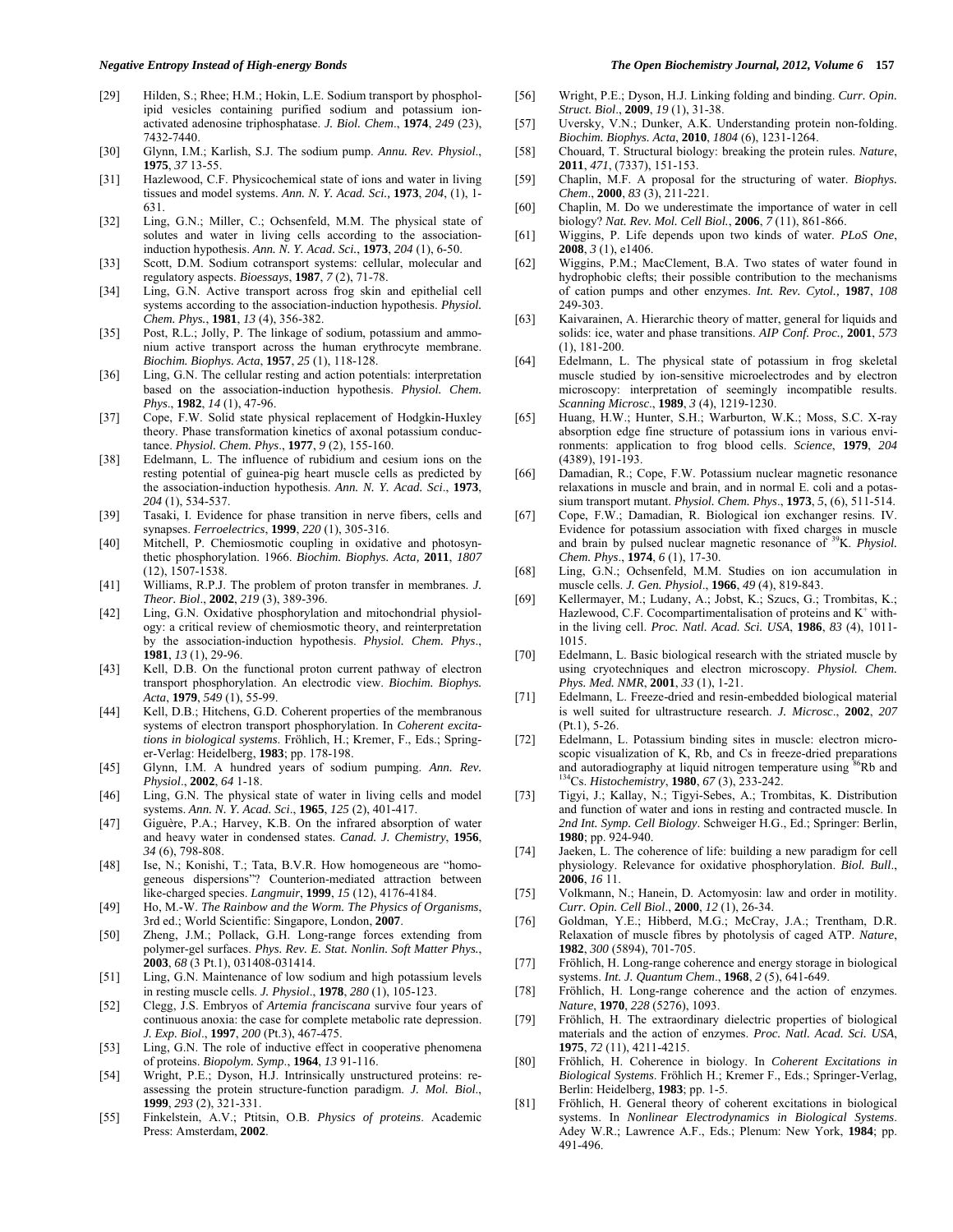[29] Hilden, S.; Rhee; H.M.; Hokin, L.E. Sodium transport by phospholipid vesicles containing purified sodium and potassium ion-activated adenosine triphosphatase. *J. Biol. Chem*., **1974**, *249* (23), 7432-7440.

[30] Glynn, I.M.; Karlish, S.J. The sodium pump. *Annu. Rev. Physiol*., **1975**, *37* 13-55.

[31] Hazlewood, C.F. Physicochemical state of ions and water in living tissues and model systems. *Ann. N. Y. Acad. Sci.*, **1973**, *204*, (1), 1-631.

[32] Ling, G.N.; Miller, C.; Ochsenfeld, M.M. The physical state of solutes and water in living cells according to the association-induction hypothesis. *Ann. N. Y. Acad. Sci*., **1973**, *204* (1), 6-50.

[33] Scott, D.M. Sodium cotransport systems: cellular, molecular and regulatory aspects. *Bioessays*, **1987**, *7* (2), 71-78.

[34] Ling, G.N. Active transport across frog skin and epithelial cell systems according to the association-induction hypothesis. *Physiol. Chem. Phys*., **1981**, *13* (4), 356-382.

[35] Post, R.L.; Jolly, P. The linkage of sodium, potassium and ammonium active transport across the human erythrocyte membrane. *Biochim. Biophys. Acta*, **1957**, *25* (1), 118-128.

[36] Ling, G.N. The cellular resting and action potentials: interpretation based on the association-induction hypothesis. *Physiol. Chem. Phys*., **1982**, *14* (1), 47-96.

[37] Cope, F.W. Solid state physical replacement of Hodgkin-Huxley theory. Phase transformation kinetics of axonal potassium conductance. *Physiol. Chem. Phys*., **1977**, *9* (2), 155-160.

[38] Edelmann, L. The influence of rubidium and cesium ions on the resting potential of guinea-pig heart muscle cells as predicted by the association-induction hypothesis. *Ann. N. Y. Acad. Sci*., **1973**, *204* (1), 534-537.

[39] Tasaki, I. Evidence for phase transition in nerve fibers, cells and synapses. *Ferroelectrics*, **1999**, *220* (1), 305-316.

[40] Mitchell, P. Chemiosmotic coupling in oxidative and photosynthetic phosphorylation. 1966. *Biochim. Biophys. Acta,* **2011**, *1807* (12), 1507-1538.

[41] Williams, R.P.J. The problem of proton transfer in membranes. *J. Theor. Biol*., **2002**, *219* (3), 389-396.

[42] Ling, G.N. Oxidative phosphorylation and mitochondrial physiology: a critical review of chemiosmotic theory, and reinterpretation by the association-induction hypothesis. *Physiol. Chem. Phys*., **1981**, *13* (1), 29-96.

[43] Kell, D.B. On the functional proton current pathway of electron transport phosphorylation. An electrodic view. *Biochim. Biophys. Acta*, **1979**, *549* (1), 55-99.

[44] Kell, D.B.; Hitchens, G.D. Coherent properties of the membranous systems of electron transport phosphorylation. In *Coherent excitations in biological systems*. Fröhlich, H.; Kremer, F., Eds.; Springer-Verlag: Heidelberg, **1983**; pp. 178-198.

[45] Glynn, I.M. A hundred years of sodium pumping. *Ann. Rev. Physiol*., **2002**, *64* 1-18.

[46] Ling, G.N. The physical state of water in living cells and model systems. *Ann. N. Y. Acad. Sci*., **1965**, *125* (2), 401-417.

[47] Giguère, P.A.; Harvey, K.B. On the infrared absorption of water and heavy water in condensed states. *Canad. J. Chemistry*, **1956**, *34* (6), 798-808.

[48] Ise, N.; Konishi, T.; Tata, B.V.R. How homogeneous are "homogeneous dispersions"? Counterion-mediated attraction between like-charged species. *Langmuir*, **1999**, *15* (12), 4176-4184.

[49] Ho, M.-W. *The Rainbow and the Worm. The Physics of Organisms*, 3rd ed.; World Scientific: Singapore, London, **2007**.

[50] Zheng, J.M.; Pollack, G.H. Long-range forces extending from polymer-gel surfaces. *Phys. Rev. E. Stat. Nonlin. Soft Matter Phys.*, **2003**, *68* (3 Pt.1), 031408-031414.

[51] Ling, G.N. Maintenance of low sodium and high potassium levels in resting muscle cells. *J. Physiol*., **1978**, *280* (1), 105-123.

[52] Clegg, J.S. Embryos of *Artemia franciscana* survive four years of continuous anoxia: the case for complete metabolic rate depression. *J. Exp. Biol*., **1997**, *200* (Pt.3), 467-475.

[53] Ling, G.N. The role of inductive effect in cooperative phenomena of proteins. *Biopolym. Symp*., **1964**, *13* 91-116.

[54] Wright, P.E.; Dyson, H.J. Intrinsically unstructured proteins: re-assessing the protein structure-function paradigm. *J. Mol. Biol*., **1999**, *293* (2), 321-331.

[55] Finkelstein, A.V.; Ptitsin, O.B. *Physics of proteins*. Academic Press: Amsterdam, **2002**.

[56] Wright, P.E.; Dyson, H.J. Linking folding and binding. *Curr. Opin. Struct. Biol*., **2009**, *19* (1), 31-38.

[57] Uversky, V.N.; Dunker, A.K. Understanding protein non-folding. *Biochim. Biophys. Acta*, **2010**, *1804* (6), 1231-1264.

[58] Chouard, T. Structural biology: breaking the protein rules. *Nature*, **2011**, *471*, (7337), 151-153.

[59] Chaplin, M.F. A proposal for the structuring of water. *Biophys. Chem*., **2000**, *83* (3), 211-221.

[60] Chaplin, M. Do we underestimate the importance of water in cell biology? *Nat. Rev. Mol. Cell Biol.*, **2006**, *7* (11), 861-866.

[61] Wiggins, P. Life depends upon two kinds of water. *PLoS One*, **2008**, *3* (1), e1406.

[62] Wiggins, P.M.; MacClement, B.A. Two states of water found in hydrophobic clefts; their possible contribution to the mechanisms of cation pumps and other enzymes. *Int. Rev. Cytol.,* **1987**, *108* 249-303.

[63] Kaivarainen, A. Hierarchic theory of matter, general for liquids and solids: ice, water and phase transitions. *AIP Conf. Proc.,* **2001**, *573* (1), 181-200.

[64] Edelmann, L. The physical state of potassium in frog skeletal muscle studied by ion-sensitive microelectrodes and by electron microscopy: interpretation of seemingly incompatible results. *Scanning Microsc*., **1989**, *3* (4), 1219-1230.

[65] Huang, H.W.; Hunter, S.H.; Warburton, W.K.; Moss, S.C. X-ray absorption edge fine structure of potassium ions in various environments: application to frog blood cells. *Science*, **1979**, *204* (4389), 191-193.

[66] Damadian, R.; Cope, F.W. Potassium nuclear magnetic resonance relaxations in muscle and brain, and in normal E. coli and a potassium transport mutant. *Physiol. Chem. Phys*., **1973**, *5*, (6), 511-514.

[67] Cope, F.W.; Damadian, R. Biological ion exchanger resins. IV. Evidence for potassium association with fixed charges in muscle and brain by pulsed nuclear magnetic resonance of $^{39}$K. *Physiol. Chem. Phys*., **1974**, *6* (1), 17-30.

[68] Ling, G.N.; Ochsenfeld, M.M. Studies on ion accumulation in muscle cells. *J. Gen. Physiol*., **1966**, *49* (4), 819-843.

[69] Kellermayer, M.; Ludany, A.; Jobst, K.; Szucs, G.; Trombitas, K.; Hazlewood, C.F. Cocompartimentalisation of proteins and $K^+$ within the living cell. *Proc. Natl. Acad. Sci. USA*, **1986**, *83* (4), 1011-1015.

[70] Edelmann, L. Basic biological research with the striated muscle by using cryotechniques and electron microscopy. *Physiol. Chem. Phys. Med. NMR*, **2001**, *33* (1), 1-21.

[71] Edelmann, L. Freeze-dried and resin-embedded biological material is well suited for ultrastructure research. *J. Microsc*., **2002**, *207* (Pt.1), 5-26.

[72] Edelmann, L. Potassium binding sites in muscle: electron microscopic visualization of K, Rb, and Cs in freeze-dried preparations and autoradiography at liquid nitrogen temperature using $^{86}$Rb and $^{134}$Cs. *Histochemistry*, **1980**, *67* (3), 233-242.

[73] Tigyi, J.; Kallay, N.; Tigyi-Sebes, A.; Trombitas, K. Distribution and function of water and ions in resting and contracted muscle. In *2nd Int. Symp. Cell Biology*. Schweiger H.G., Ed.; Springer: Berlin, **1980**; pp. 924-940.

[74] Jaeken, L. The coherence of life: building a new paradigm for cell physiology. Relevance for oxidative phosphorylation. *Biol. Bull*., **2006**, *16* 11.

[75] Volkmann, N.; Hanein, D. Actomyosin: law and order in motility. *Curr. Opin. Cell Biol*., **2000**, *12* (1), 26-34.

[76] Goldman, Y.E.; Hibberd, M.G.; McCray, J.A.; Trentham, D.R. Relaxation of muscle fibres by photolysis of caged ATP. *Nature*, **1982**, *300* (5894), 701-705.

[77] Fröhlich, H. Long-range coherence and energy storage in biological systems. *Int. J. Quantum Chem*., **1968**, *2* (5), 641-649.

[78] Fröhlich, H. Long-range coherence and the action of enzymes. *Nature*, **1970**, *228* (5276), 1093.

[79] Fröhlich, H. The extraordinary dielectric properties of biological materials and the action of enzymes. *Proc. Natl. Acad. Sci. USA*, **1975**, *72* (11), 4211-4215.

[80] Fröhlich, H. Coherence in biology. In *Coherent Excitations in Biological Systems*. Fröhlich H.; Kremer F., Eds.; Springer-Verlag, Berlin: Heidelberg, **1983**; pp. 1-5.

[81] Fröhlich, H. General theory of coherent excitations in biological systems. In *Nonlinear Electrodynamics in Biological Systems*. Adey W.R.; Lawrence A.F., Eds.; Plenum: New York, **1984**; pp. 491-496.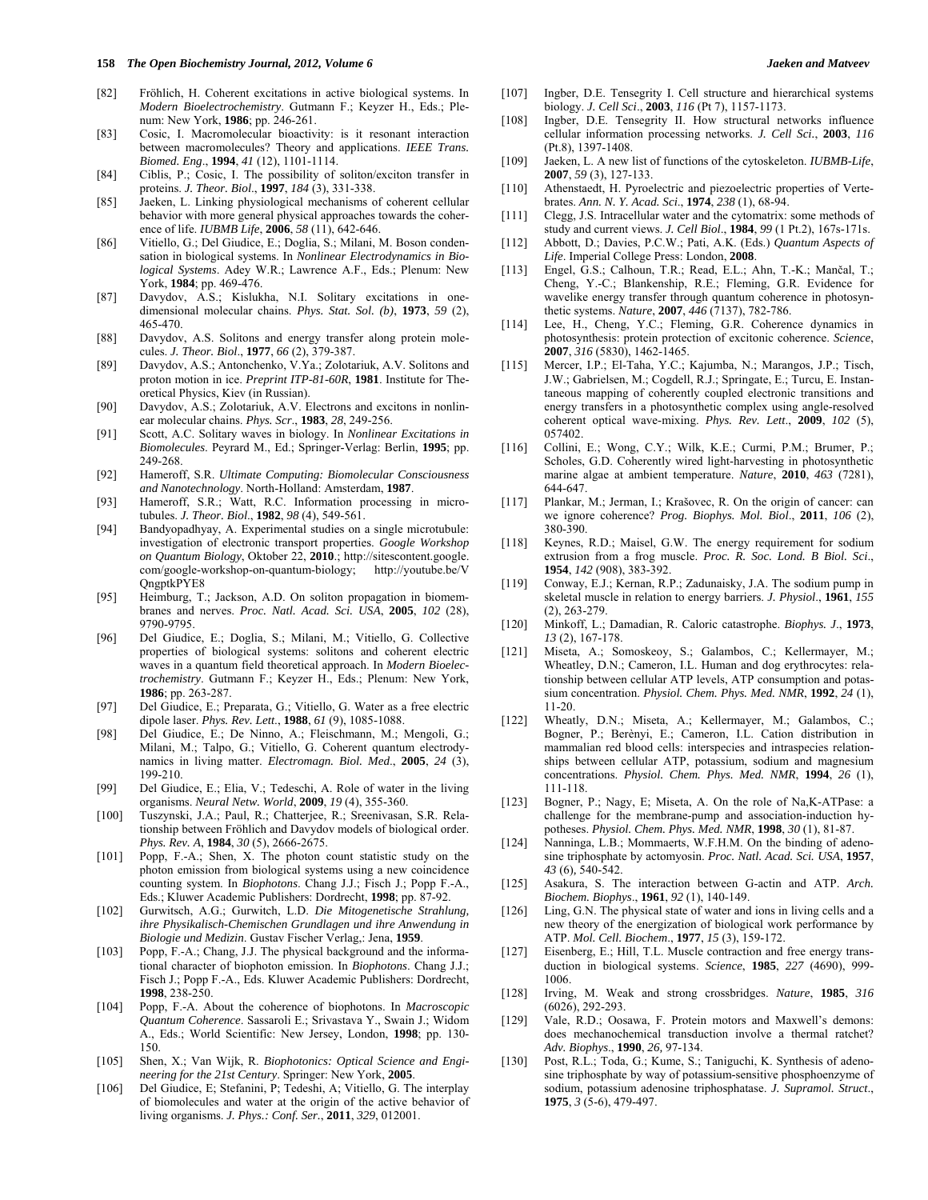[82] Fröhlich, H. Coherent excitations in active biological systems. In *Modern Bioelectrochemistry*. Gutmann F.; Keyzer H., Eds.; Plenum: New York, **1986**; pp. 246-261.

[83] Cosic, I. Macromolecular bioactivity: is it resonant interaction between macromolecules? Theory and applications. *IEEE Trans. Biomed. Eng*., **1994**, *41* (12), 1101-1114.

[84] Ciblis, P.; Cosic, I. The possibility of soliton/exciton transfer in proteins. *J. Theor. Biol*., **1997**, *184* (3), 331-338.

[85] Jaeken, L. Linking physiological mechanisms of coherent cellular behavior with more general physical approaches towards the coherence of life. *IUBMB Life*, **2006**, *58* (11), 642-646.

[86] Vitiello, G.; Del Giudice, E.; Doglia, S.; Milani, M. Boson condensation in biological systems. In *Nonlinear Electrodynamics in Biological Systems*. Adey W.R.; Lawrence A.F., Eds.; Plenum: New York, **1984**; pp. 469-476.

[87] Davydov, A.S.; Kislukha, N.I. Solitary excitations in one-dimensional molecular chains. *Phys. Stat. Sol. (b)*, **1973**, *59* (2), 465-470.

[88] Davydov, A.S. Solitons and energy transfer along protein molecules. *J. Theor. Biol*., **1977**, *66* (2), 379-387.

[89] Davydov, A.S.; Antonchenko, V.Ya.; Zolotariuk, A.V. Solitons and proton motion in ice. *Preprint ITP-81-60R*, **1981**. Institute for Theoretical Physics, Kiev (in Russian).

[90] Davydov, A.S.; Zolotariuk, A.V. Electrons and excitons in nonlinear molecular chains. *Phys. Scr*., **1983**, *28*, 249-256.

[91] Scott, A.C. Solitary waves in biology. In *Nonlinear Excitations in Biomolecules*. Peyrard M., Ed.; Springer-Verlag: Berlin, **1995**; pp. 249-268.

[92] Hameroff, S.R. *Ultimate Computing: Biomolecular Consciousness and Nanotechnology*. North-Holland: Amsterdam, **1987**.

[93] Hameroff, S.R.; Watt, R.C. Information processing in microtubules. *J. Theor. Biol*., **1982**, *98* (4), 549-561.

[94] Bandyopadhyay, A. Experimental studies on a single microtubule: investigation of electronic transport properties. *Google Workshop on Quantum Biology*, Oktober 22, **2010**.; http://sitescontent.google.com/google-workshop-on-quantum-biology; http://youtube.be/VQngptkPYE8

[95] Heimburg, T.; Jackson, A.D. On soliton propagation in biomembranes and nerves. *Proc. Natl. Acad. Sci. USA*, **2005**, *102* (28), 9790-9795.

[96] Del Giudice, E.; Doglia, S.; Milani, M.; Vitiello, G. Collective properties of biological systems: solitons and coherent electric waves in a quantum field theoretical approach. In *Modern Bioelectrochemistry*. Gutmann F.; Keyzer H., Eds.; Plenum: New York, **1986**; pp. 263-287.

[97] Del Giudice, E.; Preparata, G.; Vitiello, G. Water as a free electric dipole laser. *Phys. Rev. Lett*., **1988**, *61* (9), 1085-1088.

[98] Del Giudice, E.; De Ninno, A.; Fleischmann, M.; Mengoli, G.; Milani, M.; Talpo, G.; Vitiello, G. Coherent quantum electrodynamics in living matter. *Electromagn. Biol. Med*., **2005**, *24* (3), 199-210.

[99] Del Giudice, E.; Elia, V.; Tedeschi, A. Role of water in the living organisms. *Neural Netw. World*, **2009**, *19* (4), 355-360.

[100] Tuszynski, J.A.; Paul, R.; Chatterjee, R.; Sreenivasan, S.R. Relationship between Fröhlich and Davydov models of biological order. *Phys. Rev. A*, **1984**, *30* (5), 2666-2675.

[101] Popp, F.-A.; Shen, X. The photon count statistic study on the photon emission from biological systems using a new coincidence counting system. In *Biophotons*. Chang J.J.; Fisch J.; Popp F.-A., Eds.; Kluwer Academic Publishers: Dordrecht, **1998**; pp. 87-92.

[102] Gurwitsch, A.G.; Gurwitch, L.D. *Die Mitogenetische Strahlung, ihre Physikalisch-Chemischen Grundlagen und ihre Anwendung in Biologie und Medizin*. Gustav Fischer Verlag,: Jena, **1959**.

[103] Popp, F.-A.; Chang, J.J. The physical background and the informational character of biophoton emission. In *Biophotons*. Chang J.J.; Fisch J.; Popp F.-A., Eds. Kluwer Academic Publishers: Dordrecht, **1998**, 238-250.

[104] Popp, F.-A. About the coherence of biophotons. In *Macroscopic Quantum Coherence*. Sassaroli E.; Srivastava Y., Swain J.; Widom A., Eds.; World Scientific: New Jersey, London, **1998**; pp. 130-150.

[105] Shen, X.; Van Wijk, R. *Biophotonics: Optical Science and Engineering for the 21st Century*. Springer: New York, **2005**.

[106] Del Giudice, E; Stefanini, P; Tedeshi, A; Vitiello, G. The interplay of biomolecules and water at the origin of the active behavior of living organisms. *J. Phys.: Conf. Ser.*, **2011**, *329*, 012001.

[107] Ingber, D.E. Tensegrity I. Cell structure and hierarchical systems biology. *J. Cell Sci*., **2003**, *116* (Pt 7), 1157-1173.

[108] Ingber, D.E. Tensegrity II. How structural networks influence cellular information processing networks. *J. Cell Sci.*, **2003**, *116* (Pt.8), 1397-1408.

[109] Jaeken, L. A new list of functions of the cytoskeleton. *IUBMB-Life*, **2007**, *59* (3), 127-133.

[110] Athenstaedt, H. Pyroelectric and piezoelectric properties of Vertebrates. *Ann. N. Y. Acad. Sci*., **1974**, *238* (1), 68-94.

[111] Clegg, J.S. Intracellular water and the cytomatrix: some methods of study and current views. *J. Cell Biol*., **1984**, *99* (1 Pt.2), 167s-171s.

[112] Abbott, D.; Davies, P.C.W.; Pati, A.K. (Eds.) *Quantum Aspects of Life*. Imperial College Press: London, **2008**.

[113] Engel, G.S.; Calhoun, T.R.; Read, E.L.; Ahn, T.-K.; Mančal, T.; Cheng, Y.-C.; Blankenship, R.E.; Fleming, G.R. Evidence for wavelike energy transfer through quantum coherence in photosynthetic systems. *Nature*, **2007**, *446* (7137), 782-786.

[114] Lee, H., Cheng, Y.C.; Fleming, G.R. Coherence dynamics in photosynthesis: protein protection of excitonic coherence. *Science*, **2007**, *316* (5830), 1462-1465.

[115] Mercer, I.P.; El-Taha, Y.C.; Kajumba, N.; Marangos, J.P.; Tisch, J.W.; Gabrielsen, M.; Cogdell, R.J.; Springate, E.; Turcu, E. Instantaneous mapping of coherently coupled electronic transitions and energy transfers in a photosynthetic complex using angle-resolved coherent optical wave-mixing. *Phys. Rev. Lett*., **2009**, *102* (5), 057402.

[116] Collini, E.; Wong, C.Y.; Wilk, K.E.; Curmi, P.M.; Brumer, P.; Scholes, G.D. Coherently wired light-harvesting in photosynthetic marine algae at ambient temperature. *Nature*, **2010**, *463* (7281), 644-647.

[117] Plankar, M.; Jerman, I.; Krašovec, R. On the origin of cancer: can we ignore coherence? *Prog. Biophys. Mol. Biol*., **2011**, *106* (2), 380-390.

[118] Keynes, R.D.; Maisel, G.W. The energy requirement for sodium extrusion from a frog muscle. *Proc. R. Soc. Lond. B Biol. Sci*., **1954**, *142* (908), 383-392.

[119] Conway, E.J.; Kernan, R.P.; Zadunaisky, J.A. The sodium pump in skeletal muscle in relation to energy barriers. *J. Physiol*., **1961**, *155* (2), 263-279.

[120] Minkoff, L.; Damadian, R. Caloric catastrophe. *Biophys. J*., **1973**, *13* (2), 167-178.

[121] Miseta, A.; Somoskeoy, S.; Galambos, C.; Kellermayer, M.; Wheatley, D.N.; Cameron, I.L. Human and dog erythrocytes: relationship between cellular ATP levels, ATP consumption and potassium concentration. *Physiol. Chem. Phys. Med. NMR*, **1992**, *24* (1), 11-20.

[122] Wheatly, D.N.; Miseta, A.; Kellermayer, M.; Galambos, C.; Bogner, P.; Berènyi, E.; Cameron, I.L. Cation distribution in mammalian red blood cells: interspecies and intraspecies relationships between cellular ATP, potassium, sodium and magnesium concentrations. *Physiol. Chem. Phys. Med. NMR*, **1994**, *26* (1), 111-118.

[123] Bogner, P.; Nagy, E; Miseta, A. On the role of Na,K-ATPase: a challenge for the membrane-pump and association-induction hypotheses. *Physiol. Chem. Phys. Med. NMR*, **1998**, *30* (1), 81-87.

[124] Nanninga, L.B.; Mommaerts, W.F.H.M. On the binding of adenosine triphosphate by actomyosin. *Proc. Natl. Acad. Sci. USA*, **1957**, *43* (6), 540-542.

[125] Asakura, S. The interaction between G-actin and ATP. *Arch. Biochem. Biophys*., **1961**, *92* (1), 140-149.

[126] Ling, G.N. The physical state of water and ions in living cells and a new theory of the energization of biological work performance by ATP. *Mol. Cell. Biochem*., **1977**, *15* (3), 159-172.

[127] Eisenberg, E.; Hill, T.L. Muscle contraction and free energy transduction in biological systems. *Science*, **1985**, *227* (4690), 999-1006.

[128] Irving, M. Weak and strong crossbridges. *Nature*, **1985**, *316* (6026), 292-293.

[129] Vale, R.D.; Oosawa, F. Protein motors and Maxwell's demons: does mechanochemical transduction involve a thermal ratchet? *Adv. Biophys*., **1990**, *26*, 97-134.

[130] Post, R.L.; Toda, G.; Kume, S.; Taniguchi, K. Synthesis of adenosine triphosphate by way of potassium-sensitive phosphoenzyme of sodium, potassium adenosine triphosphatase. *J. Supramol. Struct*., **1975**, *3* (5-6), 479-497.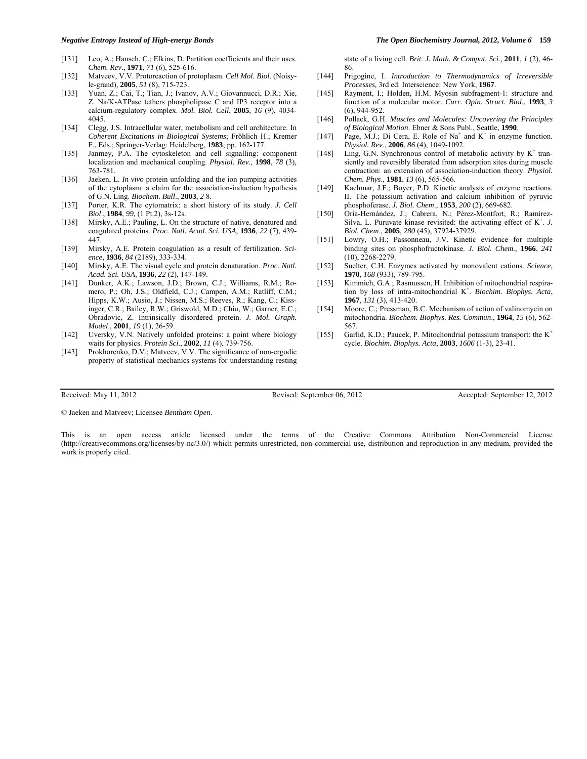[131] Leo, A.; Hansch, C.; Elkins, D. Partition coefficients and their uses. *Chem. Rev*., **1971**, *71* (6), 525-616.

[132] Matveev, V.V. Protoreaction of protoplasm. *Cell Mol. Biol*. (Noisy-le-grand), **2005**, *51* (8), 715-723.

[133] Yuan, Z.; Cai, T.; Tian, J.; Ivanov, A.V.; Giovannucci, D.R.; Xie, Z. Na/K-ATPase tethers phospholipase C and IP3 receptor into a calcium-regulatory complex. *Mol. Biol. Cell*, **2005**, *16* (9), 4034-4045.

[134] Clegg, J.S. Intracellular water, metabolism and cell architecture. In *Coherent Excitations in Biological Systems*; Fröhlich H.; Kremer F., Eds.; Springer-Verlag: Heidelberg, **1983**; pp. 162-177.

[135] Janmey, P.A. The cytoskeleton and cell signalling: component localization and mechanical coupling. *Physiol. Rev*., **1998**, *78* (3), 763-781.

[136] Jaeken, L. *In vivo* protein unfolding and the ion pumping activities of the cytoplasm: a claim for the association-induction hypothesis of G.N. Ling. *Biochem. Bull*., **2003**, *2* 8.

[137] Porter, K.R. The cytomatrix: a short history of its study. *J. Cell Biol*., **1984**, *99*, (1 Pt.2), 3s-12s.

[138] Mirsky, A.E.; Pauling, L. On the structure of native, denatured and coagulated proteins. *Proc. Natl. Acad. Sci. USA*, **1936**, *22* (7), 439-447.

[139] Mirsky, A.E. Protein coagulation as a result of fertilization. *Science*, **1936**, *84* (2189), 333-334.

[140] Mirsky, A.E. The visual cycle and protein denaturation. *Proc. Natl. Acad. Sci. USA*, **1936**, *22* (2), 147-149.

[141] Dunker, A.K.; Lawson, J.D.; Brown, C.J.; Williams, R.M.; Romero, P.; Oh, J.S.; Oldfield, C.J.; Campen, A.M.; Ratliff, C.M.; Hipps, K.W.; Ausio, J.; Nissen, M.S.; Reeves, R.; Kang, C.; Kissinger, C.R.; Bailey, R.W.; Griswold, M.D.; Chiu, W.; Garner, E.C.; Obradovic, Z. Intrinsically disordered protein. *J. Mol. Graph. Model*., **2001**, *19* (1), 26-59.

[142] Uversky, V.N. Natively unfolded proteins: a point where biology waits for physics. *Protein Sci*., **2002**, *11* (4), 739-756.

[143] Prokhorenko, D.V.; Matveev, V.V. The significance of non-ergodic property of statistical mechanics systems for understanding resting state of a living cell. *Brit. J. Math. & Comput. Sci*., **2011**, *1* (2), 46-86.

[144] Prigogine, I. *Introduction to Thermodynamics of Irreversible Processes*, 3rd ed. Interscience: New York, **1967**.

[145] Rayment, I.; Holden, H.M. Myosin subfragment-1: structure and function of a molecular motor. *Curr. Opin. Struct. Biol*., **1993**, *3* (6), 944-952.

[146] Pollack, G.H. *Muscles and Molecules: Uncovering the Principles of Biological Motion*. Ebner & Sons Publ., Seattle, **1990**.

[147] Page, M.J.; Di Cera, E. Role of $Na^+$ and $K^+$ in enzyme function. *Physiol. Rev*., **2006**, *86* (4), 1049-1092.

[148] Ling, G.N. Synchronous control of metabolic activity by $K^+$ transiently and reversibly liberated from adsorption sites during muscle contraction: an extension of association-induction theory. *Physiol. Chem. Phys*., **1981**, *13* (6), 565-566.

[149] Kachmar, J.F.; Boyer, P.D. Kinetic analysis of enzyme reactions. II. The potassium activation and calcium inhibition of pyruvic phosphoferase. *J. Biol. Chem*., **1953**, *200* (2), 669-682.

[150] Oria-Hernández, J.; Cabrera, N.; Pérez-Montfort, R.; Ramírez-Silva, L. Puruvate kinase revisited: the activating effect of $K^+$. *J. Biol. Chem*., **2005**, *280* (45), 37924-37929.

[151] Lowry, O.H.; Passonneau, J.V. Kinetic evidence for multiple binding sites on phosphofructokinase. *J. Biol. Chem*., **1966**, *241* (10), 2268-2279.

[152] Suelter, C.H. Enzymes activated by monovalent cations. *Science*, **1970**, *168* (933), 789-795.

[153] Kimmich, G.A.; Rasmussen, H. Inhibition of mitochondrial respiration by loss of intra-mitochondrial $K^+$. *Biochim. Biophys. Acta*, **1967**, *131* (3), 413-420.

[154] Moore, C.; Pressman, B.C. Mechanism of action of valinomycin on mitochondria. *Biochem. Biophys. Res. Commun*., **1964**, *15* (6), 562-567.

[155] Garlid, K.D.; Paucek, P. Mitochondrial potassium transport: the $K^+$ cycle. *Biochim. Biophys. Acta*, **2003**, *1606* (1-3), 23-41.

Received: May 11, 2012 Revised: September 06, 2012 Accepted: September 12, 2012

© Jaeken and Matveev; Licensee *Bentham Open*.

This is an open access article licensed under the terms of the Creative Commons Attribution Non-Commercial License (http://creativecommons.org/licenses/by-nc/3.0/) which permits unrestricted, non-commercial use, distribution and reproduction in any medium, provided the work is properly cited.